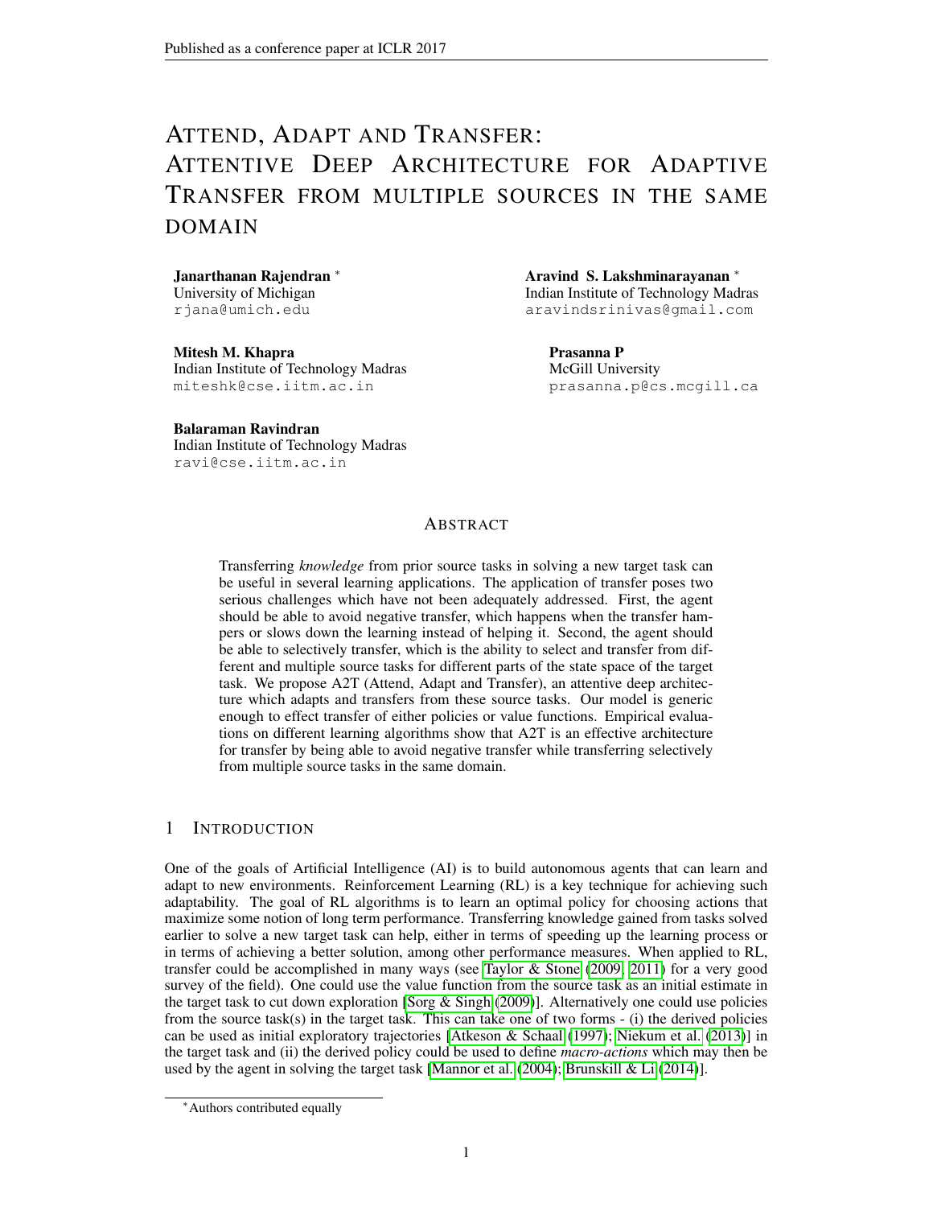# ATTEND, ADAPT AND TRANSFER: ATTENTIVE DEEP ARCHITECTURE FOR ADAPTIVE TRANSFER FROM MULTIPLE SOURCES IN THE SAME DOMAIN

**Janarthanan Rajendran** *
University of Michigan
rjana@umich.edu

**Aravind S. Lakshminarayanan** *
Indian Institute of Technology Madras
aravindsrinivas@gmail.com

**Mitesh M. Khapra**
Indian Institute of Technology Madras
miteshk@cse.iitm.ac.in

**Prasanna P**
McGill University
prasanna.p@cs.mcgill.ca

**Balaraman Ravindran**
Indian Institute of Technology Madras
ravi@cse.iitm.ac.in

## ABSTRACT

Transferring *knowledge* from prior source tasks in solving a new target task can be useful in several learning applications. The application of transfer poses two serious challenges which have not been adequately addressed. First, the agent should be able to avoid negative transfer, which happens when the transfer hampers or slows down the learning instead of helping it. Second, the agent should be able to selectively transfer, which is the ability to select and transfer from different and multiple source tasks for different parts of the state space of the target task. We propose A2T (Attend, Adapt and Transfer), an attentive deep architecture which adapts and transfers from these source tasks. Our model is generic enough to effect transfer of either policies or value functions. Empirical evaluations on different learning algorithms show that A2T is an effective architecture for transfer by being able to avoid negative transfer while transferring selectively from multiple source tasks in the same domain.

## 1 INTRODUCTION

One of the goals of Artificial Intelligence (AI) is to build autonomous agents that can learn and adapt to new environments. Reinforcement Learning (RL) is a key technique for achieving such adaptability. The goal of RL algorithms is to learn an optimal policy for choosing actions that maximize some notion of long term performance. Transferring knowledge gained from tasks solved earlier to solve a new target task can help, either in terms of speeding up the learning process or in terms of achieving a better solution, among other performance measures. When applied to RL, transfer could be accomplished in many ways (see Taylor & Stone (2009; 2011) for a very good survey of the field). One could use the value function from the source task as an initial estimate in the target task to cut down exploration [Sorg & Singh (2009)]. Alternatively one could use policies from the source task(s) in the target task. This can take one of two forms - (i) the derived policies can be used as initial exploratory trajectories [Atkeson & Schaal (1997); Niekum et al. (2013)] in the target task and (ii) the derived policy could be used to define *macro-actions* which may then be used by the agent in solving the target task [Mannor et al. (2004); Brunskill & Li (2014)].

*Authors contributed equally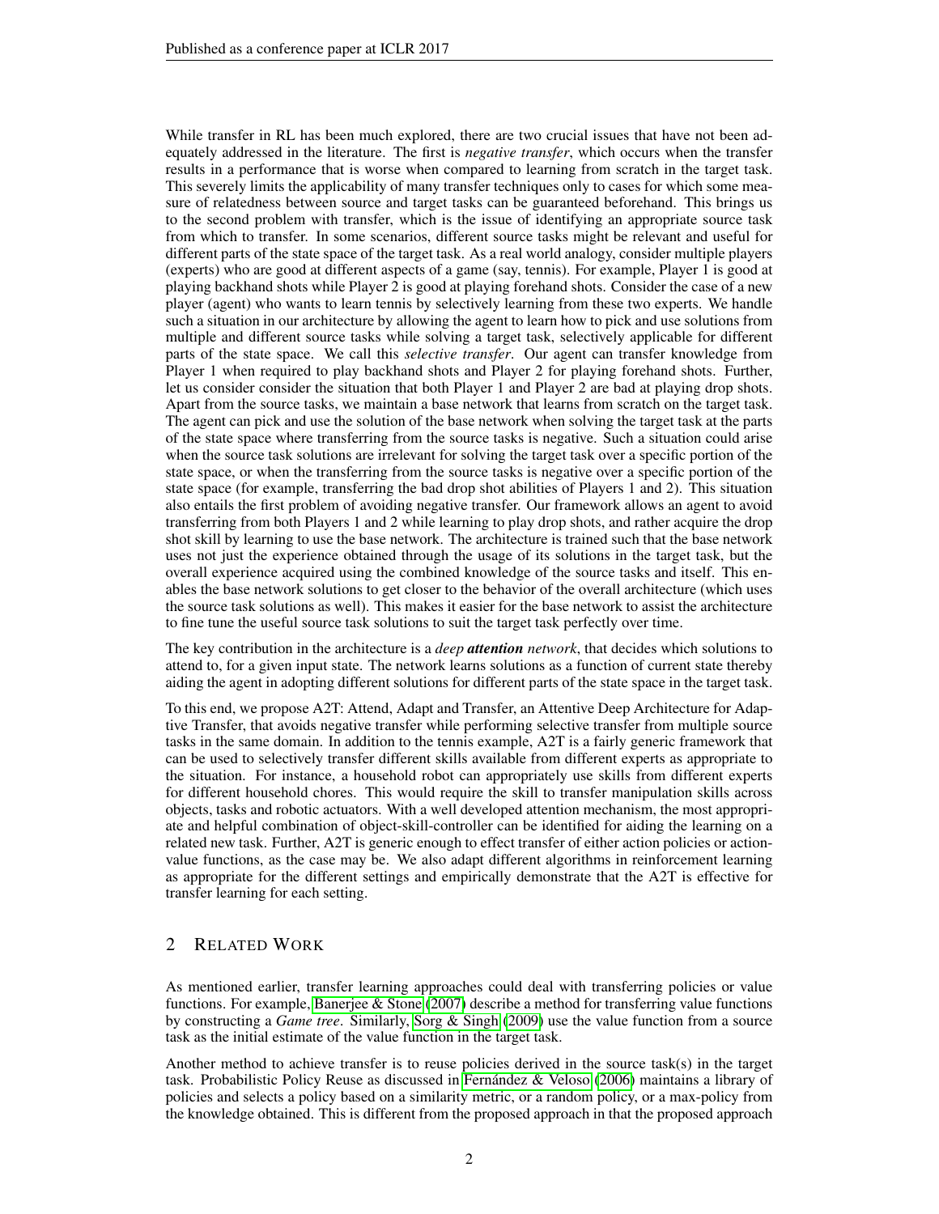While transfer in RL has been much explored, there are two crucial issues that have not been adequately addressed in the literature. The first is *negative transfer*, which occurs when the transfer results in a performance that is worse when compared to learning from scratch in the target task. This severely limits the applicability of many transfer techniques only to cases for which some measure of relatedness between source and target tasks can be guaranteed beforehand. This brings us to the second problem with transfer, which is the issue of identifying an appropriate source task from which to transfer. In some scenarios, different source tasks might be relevant and useful for different parts of the state space of the target task. As a real world analogy, consider multiple players (experts) who are good at different aspects of a game (say, tennis). For example, Player 1 is good at playing backhand shots while Player 2 is good at playing forehand shots. Consider the case of a new player (agent) who wants to learn tennis by selectively learning from these two experts. We handle such a situation in our architecture by allowing the agent to learn how to pick and use solutions from multiple and different source tasks while solving a target task, selectively applicable for different parts of the state space. We call this *selective transfer*. Our agent can transfer knowledge from Player 1 when required to play backhand shots and Player 2 for playing forehand shots. Further, let us consider consider the situation that both Player 1 and Player 2 are bad at playing drop shots. Apart from the source tasks, we maintain a base network that learns from scratch on the target task. The agent can pick and use the solution of the base network when solving the target task at the parts of the state space where transferring from the source tasks is negative. Such a situation could arise when the source task solutions are irrelevant for solving the target task over a specific portion of the state space, or when the transferring from the source tasks is negative over a specific portion of the state space (for example, transferring the bad drop shot abilities of Players 1 and 2). This situation also entails the first problem of avoiding negative transfer. Our framework allows an agent to avoid transferring from both Players 1 and 2 while learning to play drop shots, and rather acquire the drop shot skill by learning to use the base network. The architecture is trained such that the base network uses not just the experience obtained through the usage of its solutions in the target task, but the overall experience acquired using the combined knowledge of the source tasks and itself. This enables the base network solutions to get closer to the behavior of the overall architecture (which uses the source task solutions as well). This makes it easier for the base network to assist the architecture to fine tune the useful source task solutions to suit the target task perfectly over time.

The key contribution in the architecture is a *deep* ***attention*** *network*, that decides which solutions to attend to, for a given input state. The network learns solutions as a function of current state thereby aiding the agent in adopting different solutions for different parts of the state space in the target task.

To this end, we propose A2T: Attend, Adapt and Transfer, an Attentive Deep Architecture for Adaptive Transfer, that avoids negative transfer while performing selective transfer from multiple source tasks in the same domain. In addition to the tennis example, A2T is a fairly generic framework that can be used to selectively transfer different skills available from different experts as appropriate to the situation. For instance, a household robot can appropriately use skills from different experts for different household chores. This would require the skill to transfer manipulation skills across objects, tasks and robotic actuators. With a well developed attention mechanism, the most appropriate and helpful combination of object-skill-controller can be identified for aiding the learning on a related new task. Further, A2T is generic enough to effect transfer of either action policies or action-value functions, as the case may be. We also adapt different algorithms in reinforcement learning as appropriate for the different settings and empirically demonstrate that the A2T is effective for transfer learning for each setting.

## 2 Related Work

As mentioned earlier, transfer learning approaches could deal with transferring policies or value functions. For example, Banerjee & Stone (2007) describe a method for transferring value functions by constructing a *Game tree*. Similarly, Sorg & Singh (2009) use the value function from a source task as the initial estimate of the value function in the target task.

Another method to achieve transfer is to reuse policies derived in the source task(s) in the target task. Probabilistic Policy Reuse as discussed in Fernández & Veloso (2006) maintains a library of policies and selects a policy based on a similarity metric, or a random policy, or a max-policy from the knowledge obtained. This is different from the proposed approach in that the proposed approach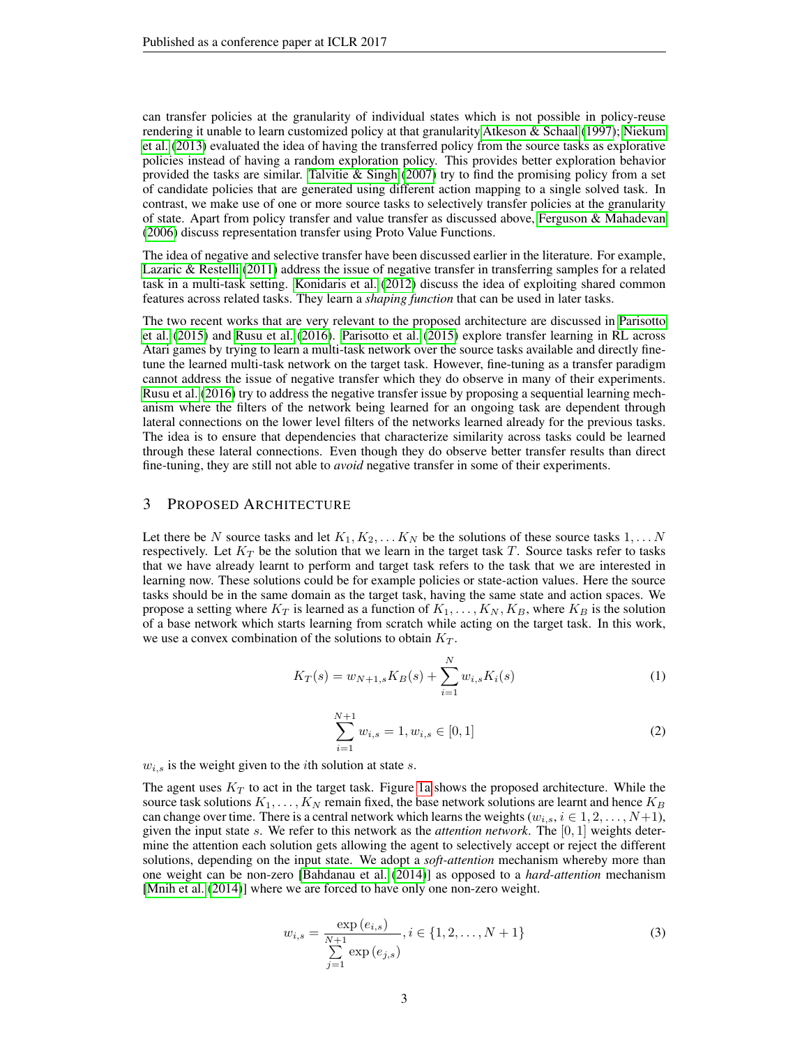can transfer policies at the granularity of individual states which is not possible in policy-reuse rendering it unable to learn customized policy at that granularity Atkeson & Schaal (1997); Niekum et al. (2013) evaluated the idea of having the transferred policy from the source tasks as explorative policies instead of having a random exploration policy. This provides better exploration behavior provided the tasks are similar. Talvitie & Singh (2007) try to find the promising policy from a set of candidate policies that are generated using different action mapping to a single solved task. In contrast, we make use of one or more source tasks to selectively transfer policies at the granularity of state. Apart from policy transfer and value transfer as discussed above, Ferguson & Mahadevan (2006) discuss representation transfer using Proto Value Functions.

The idea of negative and selective transfer have been discussed earlier in the literature. For example, Lazaric & Restelli (2011) address the issue of negative transfer in transferring samples for a related task in a multi-task setting. Konidaris et al. (2012) discuss the idea of exploiting shared common features across related tasks. They learn a *shaping function* that can be used in later tasks.

The two recent works that are very relevant to the proposed architecture are discussed in Parisotto et al. (2015) and Rusu et al. (2016). Parisotto et al. (2015) explore transfer learning in RL across Atari games by trying to learn a multi-task network over the source tasks available and directly fine-tune the learned multi-task network on the target task. However, fine-tuning as a transfer paradigm cannot address the issue of negative transfer which they do observe in many of their experiments. Rusu et al. (2016) try to address the negative transfer issue by proposing a sequential learning mechanism where the filters of the network being learned for an ongoing task are dependent through lateral connections on the lower level filters of the networks learned already for the previous tasks. The idea is to ensure that dependencies that characterize similarity across tasks could be learned through these lateral connections. Even though they do observe better transfer results than direct fine-tuning, they are still not able to *avoid* negative transfer in some of their experiments.

## 3 Proposed Architecture

Let there be $N$ source tasks and let $K_1, K_2, \dots K_N$ be the solutions of these source tasks $1, \dots N$ respectively. Let $K_T$ be the solution that we learn in the target task $T$. Source tasks refer to tasks that we have already learnt to perform and target task refers to the task that we are interested in learning now. These solutions could be for example policies or state-action values. Here the source tasks should be in the same domain as the target task, having the same state and action spaces. We propose a setting where $K_T$ is learned as a function of $K_1, \dots, K_N, K_B$, where $K_B$ is the solution of a base network which starts learning from scratch while acting on the target task. In this work, we use a convex combination of the solutions to obtain $K_T$.

$$K_T(s) = w_{N+1,s} K_B(s) + \sum_{i=1}^{N} w_{i,s} K_i(s) \tag{1}$$

$$\sum_{i=1}^{N+1} w_{i,s} = 1, w_{i,s} \in [0, 1] \tag{2}$$

$w_{i,s}$ is the weight given to the $i$th solution at state $s$.

The agent uses $K_T$ to act in the target task. Figure 1a shows the proposed architecture. While the source task solutions $K_1, \dots, K_N$ remain fixed, the base network solutions are learnt and hence $K_B$ can change over time. There is a central network which learns the weights ($w_{i,s}, i \in 1, 2, \dots, N+1$), given the input state $s$. We refer to this network as the *attention network*. The $[0, 1]$ weights determine the attention each solution gets allowing the agent to selectively accept or reject the different solutions, depending on the input state. We adopt a *soft-attention* mechanism whereby more than one weight can be non-zero [Bahdanau et al. (2014)] as opposed to a *hard-attention* mechanism [Mnih et al. (2014)] where we are forced to have only one non-zero weight.

$$w_{i,s} = \frac{\exp\left(e_{i,s}\right)}{\sum_{j=1}^{N+1} \exp\left(e_{j,s}\right)}, i \in \{1, 2, \dots, N+1\} \tag{3}$$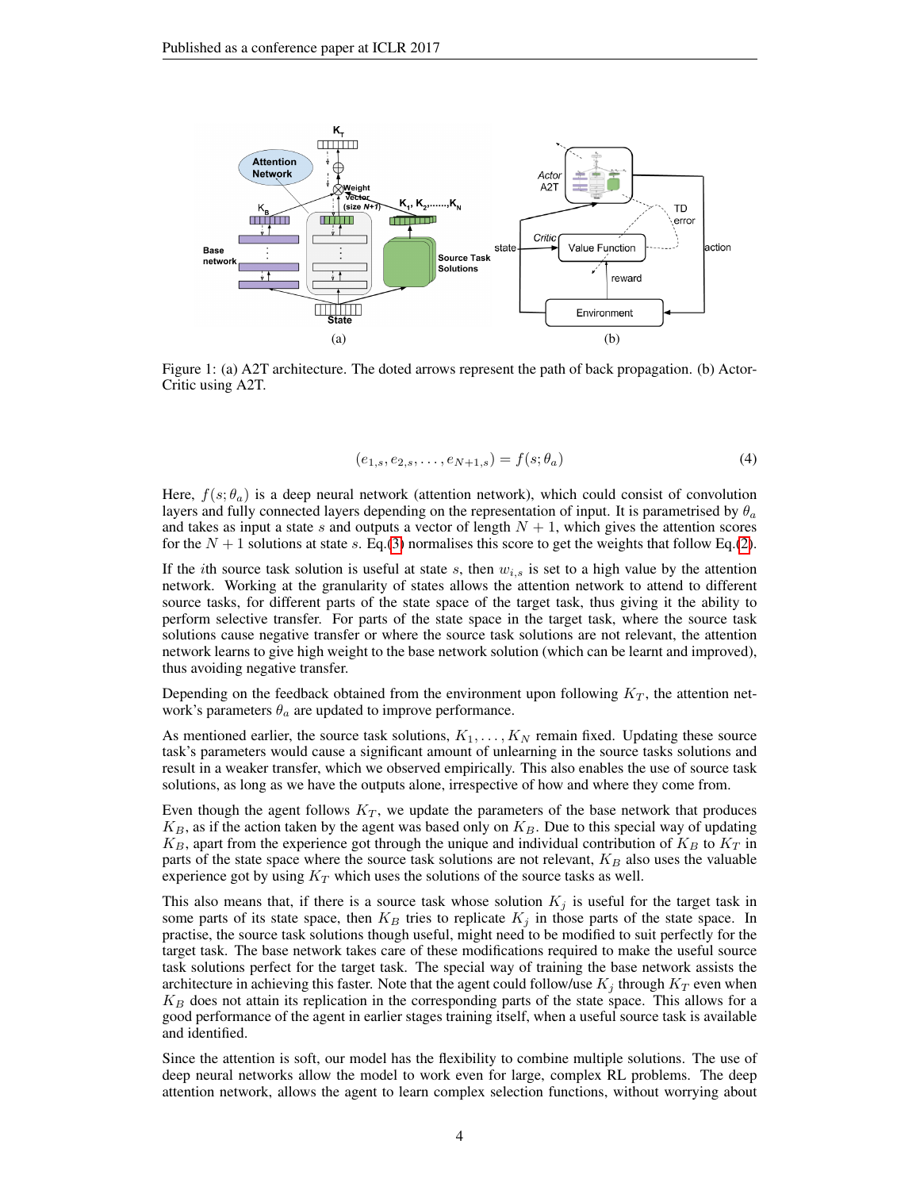Figure 1: (a) A2T architecture. The doted arrows represent the path of back propagation. (b) Actor-Critic using A2T.

$$(e_{1,s}, e_{2,s}, \ldots, e_{N+1,s}) = f(s; \theta_a) \tag{4}$$

Here, $f(s; \theta_a)$ is a deep neural network (attention network), which could consist of convolution layers and fully connected layers depending on the representation of input. It is parametrised by $\theta_a$ and takes as input a state $s$ and outputs a vector of length $N+1$, which gives the attention scores for the $N+1$ solutions at state $s$. Eq.(3) normalises this score to get the weights that follow Eq.(2).

If the $i$th source task solution is useful at state $s$, then $w_{i,s}$ is set to a high value by the attention network. Working at the granularity of states allows the attention network to attend to different source tasks, for different parts of the state space of the target task, thus giving it the ability to perform selective transfer. For parts of the state space in the target task, where the source task solutions cause negative transfer or where the source task solutions are not relevant, the attention network learns to give high weight to the base network solution (which can be learnt and improved), thus avoiding negative transfer.

Depending on the feedback obtained from the environment upon following $K_T$, the attention network's parameters $\theta_a$ are updated to improve performance.

As mentioned earlier, the source task solutions, $K_1, \ldots, K_N$ remain fixed. Updating these source task's parameters would cause a significant amount of unlearning in the source tasks solutions and result in a weaker transfer, which we observed empirically. This also enables the use of source task solutions, as long as we have the outputs alone, irrespective of how and where they come from.

Even though the agent follows $K_T$, we update the parameters of the base network that produces $K_B$, as if the action taken by the agent was based only on $K_B$. Due to this special way of updating $K_B$, apart from the experience got through the unique and individual contribution of $K_B$ to $K_T$ in parts of the state space where the source task solutions are not relevant, $K_B$ also uses the valuable experience got by using $K_T$ which uses the solutions of the source tasks as well.

This also means that, if there is a source task whose solution $K_j$ is useful for the target task in some parts of its state space, then $K_B$ tries to replicate $K_j$ in those parts of the state space. In practise, the source task solutions though useful, might need to be modified to suit perfectly for the target task. The base network takes care of these modifications required to make the useful source task solutions perfect for the target task. The special way of training the base network assists the architecture in achieving this faster. Note that the agent could follow/use $K_j$ through $K_T$ even when $K_B$ does not attain its replication in the corresponding parts of the state space. This allows for a good performance of the agent in earlier stages training itself, when a useful source task is available and identified.

Since the attention is soft, our model has the flexibility to combine multiple solutions. The use of deep neural networks allow the model to work even for large, complex RL problems. The deep attention network, allows the agent to learn complex selection functions, without worrying about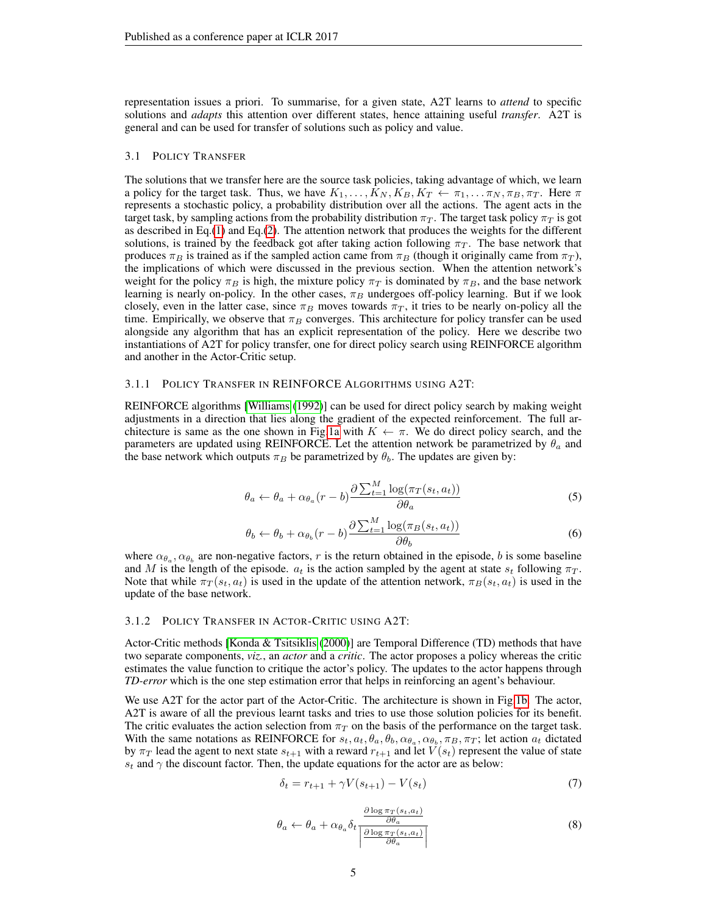representation issues a priori. To summarise, for a given state, A2T learns to *attend* to specific solutions and *adapts* this attention over different states, hence attaining useful *transfer*. A2T is general and can be used for transfer of solutions such as policy and value.

### 3.1 Policy Transfer

The solutions that we transfer here are the source task policies, taking advantage of which, we learn a policy for the target task. Thus, we have $K_1, \ldots, K_N, K_B, K_T \leftarrow \pi_1, \ldots \pi_N, \pi_B, \pi_T$. Here $\pi$ represents a stochastic policy, a probability distribution over all the actions. The agent acts in the target task, by sampling actions from the probability distribution $\pi_T$. The target task policy $\pi_T$ is got as described in Eq.(1) and Eq.(2). The attention network that produces the weights for the different solutions, is trained by the feedback got after taking action following $\pi_T$. The base network that produces $\pi_B$ is trained as if the sampled action came from $\pi_B$ (though it originally came from $\pi_T$), the implications of which were discussed in the previous section. When the attention network's weight for the policy $\pi_B$ is high, the mixture policy $\pi_T$ is dominated by $\pi_B$, and the base network learning is nearly on-policy. In the other cases, $\pi_B$ undergoes off-policy learning. But if we look closely, even in the latter case, since $\pi_B$ moves towards $\pi_T$, it tries to be nearly on-policy all the time. Empirically, we observe that $\pi_B$ converges. This architecture for policy transfer can be used alongside any algorithm that has an explicit representation of the policy. Here we describe two instantiations of A2T for policy transfer, one for direct policy search using REINFORCE algorithm and another in the Actor-Critic setup.

#### 3.1.1 Policy Transfer in REINFORCE Algorithms using A2T:

REINFORCE algorithms [Williams (1992)] can be used for direct policy search by making weight adjustments in a direction that lies along the gradient of the expected reinforcement. The full architecture is same as the one shown in Fig.1a with $K \leftarrow \pi$. We do direct policy search, and the parameters are updated using REINFORCE. Let the attention network be parametrized by $\theta_a$ and the base network which outputs $\pi_B$ be parametrized by $\theta_b$. The updates are given by:

$$\theta_a \leftarrow \theta_a + \alpha_{\theta_a}(r - b)\frac{\partial \sum_{t=1}^{M} \log(\pi_T(s_t, a_t))}{\partial \theta_a} \tag{5}$$

$$\theta_b \leftarrow \theta_b + \alpha_{\theta_b}(r - b)\frac{\partial \sum_{t=1}^{M} \log(\pi_B(s_t, a_t))}{\partial \theta_b} \tag{6}$$

where $\alpha_{\theta_a}, \alpha_{\theta_b}$ are non-negative factors, $r$ is the return obtained in the episode, $b$ is some baseline and $M$ is the length of the episode. $a_t$ is the action sampled by the agent at state $s_t$ following $\pi_T$. Note that while $\pi_T(s_t, a_t)$ is used in the update of the attention network, $\pi_B(s_t, a_t)$ is used in the update of the base network.

#### 3.1.2 Policy Transfer in Actor-Critic using A2T:

Actor-Critic methods [Konda & Tsitsiklis (2000)] are Temporal Difference (TD) methods that have two separate components, *viz.*, an *actor* and a *critic*. The actor proposes a policy whereas the critic estimates the value function to critique the actor's policy. The updates to the actor happens through *TD-error* which is the one step estimation error that helps in reinforcing an agent's behaviour.

We use A2T for the actor part of the Actor-Critic. The architecture is shown in Fig.1b. The actor, A2T is aware of all the previous learnt tasks and tries to use those solution policies for its benefit. The critic evaluates the action selection from $\pi_T$ on the basis of the performance on the target task. With the same notations as REINFORCE for $s_t, a_t, \theta_a, \theta_b, \alpha_{\theta_a}, \alpha_{\theta_b}, \pi_B, \pi_T$; let action $a_t$ dictated by $\pi_T$ lead the agent to next state $s_{t+1}$ with a reward $r_{t+1}$ and let $V(s_t)$ represent the value of state $s_t$ and $\gamma$ the discount factor. Then, the update equations for the actor are as below:

$$\delta_t = r_{t+1} + \gamma V(s_{t+1}) - V(s_t) \tag{7}$$

$$\theta_a \leftarrow \theta_a + \alpha_{\theta_a}\delta_t \frac{\frac{\partial \log \pi_T(s_t, a_t)}{\partial \theta_a}}{\left|\frac{\partial \log \pi_T(s_t, a_t)}{\partial \theta_a}\right|} \tag{8}$$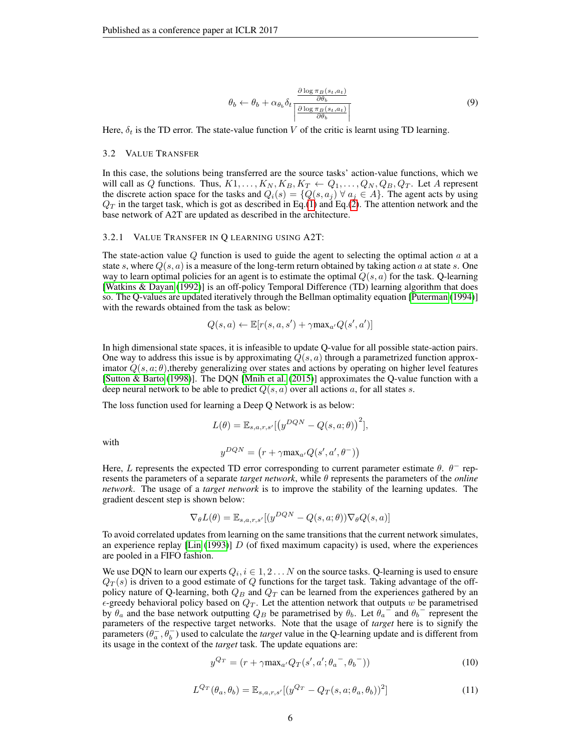$$\theta_b \leftarrow \theta_b + \alpha_{\theta_b} \delta_t \frac{\frac{\partial \log \pi_B(s_t, a_t)}{\partial \theta_b}}{\left| \frac{\partial \log \pi_B(s_t, a_t)}{\partial \theta_b} \right|} \tag{9}$$

Here, $\delta_t$ is the TD error. The state-value function $V$ of the critic is learnt using TD learning.

### 3.2 Value Transfer

In this case, the solutions being transferred are the source tasks' action-value functions, which we will call as $Q$ functions. Thus, $K1, \ldots, K_N, K_B, K_T \leftarrow Q_1, \ldots, Q_N, Q_B, Q_T$. Let $A$ represent the discrete action space for the tasks and $Q_i(s) = \{Q(s, a_j) \ \forall \ a_j \in A\}$. The agent acts by using $Q_T$ in the target task, which is got as described in Eq.(1) and Eq.(2). The attention network and the base network of A2T are updated as described in the architecture.

#### 3.2.1 Value Transfer in Q learning using A2T:

The state-action value $Q$ function is used to guide the agent to selecting the optimal action $a$ at a state $s$, where $Q(s, a)$ is a measure of the long-term return obtained by taking action $a$ at state $s$. One way to learn optimal policies for an agent is to estimate the optimal $Q(s, a)$ for the task. Q-learning [Watkins & Dayan (1992)] is an off-policy Temporal Difference (TD) learning algorithm that does so. The Q-values are updated iteratively through the Bellman optimality equation [Puterman (1994)] with the rewards obtained from the task as below:

$$Q(s, a) \leftarrow \mathbb{E}[r(s, a, s') + \gamma \text{max}_{a'} Q(s', a')]$$

In high dimensional state spaces, it is infeasible to update Q-value for all possible state-action pairs. One way to address this issue is by approximating $Q(s, a)$ through a parametrized function approximator $Q(s, a; \theta)$,thereby generalizing over states and actions by operating on higher level features [Sutton & Barto (1998)]. The DQN [Mnih et al. (2015)] approximates the Q-value function with a deep neural network to be able to predict $Q(s, a)$ over all actions $a$, for all states $s$.

The loss function used for learning a Deep Q Network is as below:

$$L(\theta) = \mathbb{E}_{s,a,r,s'}[\left(y^{DQN} - Q(s, a; \theta)\right)^2],$$

with

$$y^{DQN} = \left(r + \gamma \text{max}_{a'} Q(s', a', \theta^-)\right)$$

Here, $L$ represents the expected TD error corresponding to current parameter estimate $\theta$. $\theta^-$ represents the parameters of a separate *target network*, while $\theta$ represents the parameters of the *online network*. The usage of a *target network* is to improve the stability of the learning updates. The gradient descent step is shown below:

$$\nabla_\theta L(\theta) = \mathbb{E}_{s,a,r,s'}[(y^{DQN} - Q(s, a; \theta)) \nabla_\theta Q(s, a)]$$

To avoid correlated updates from learning on the same transitions that the current network simulates, an experience replay [Lin (1993)] $D$ (of fixed maximum capacity) is used, where the experiences are pooled in a FIFO fashion.

We use DQN to learn our experts $Q_i, i \in 1, 2 \ldots N$ on the source tasks. Q-learning is used to ensure $Q_T(s)$ is driven to a good estimate of $Q$ functions for the target task. Taking advantage of the off-policy nature of Q-learning, both $Q_B$ and $Q_T$ can be learned from the experiences gathered by an $\epsilon$-greedy behavioral policy based on $Q_T$. Let the attention network that outputs $w$ be parametrised by $\theta_a$ and the base network outputting $Q_B$ be parametrised by $\theta_b$. Let $\theta_a{}^-$ and $\theta_b{}^-$ represent the parameters of the respective target networks. Note that the usage of *target* here is to signify the parameters $(\theta_a^-, \theta_b^-)$ used to calculate the *target* value in the Q-learning update and is different from its usage in the context of the *target* task. The update equations are:

$$y^{Q_T} = (r + \gamma \text{max}_{a'} Q_T(s', a'; \theta_a{}^-, \theta_b{}^-)) \tag{10}$$

$$L^{Q_T}(\theta_a, \theta_b) = \mathbb{E}_{s,a,r,s'}[(y^{Q_T} - Q_T(s, a; \theta_a, \theta_b))^2] \tag{11}$$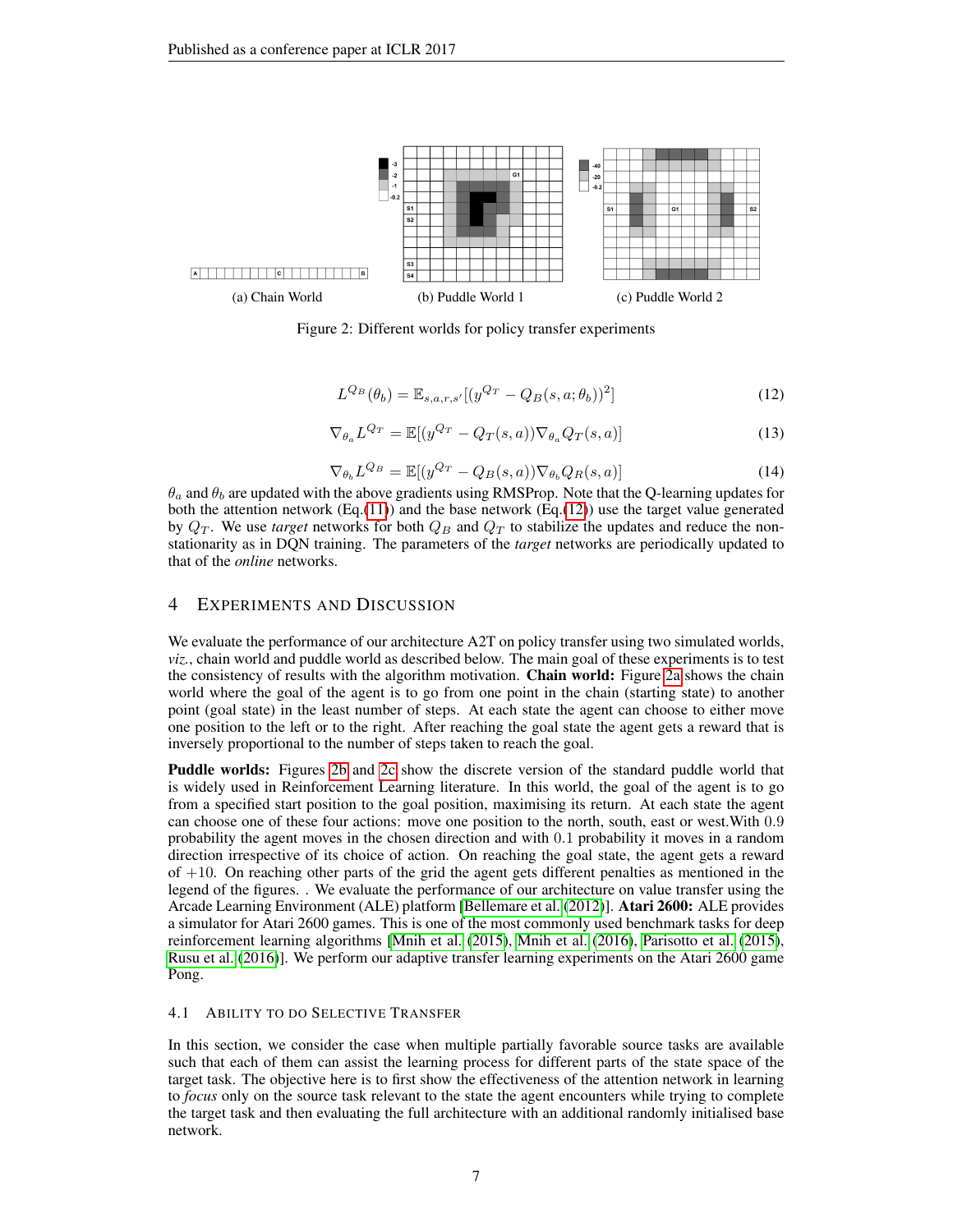(a) Chain World (b) Puddle World 1 (c) Puddle World 2

Figure 2: Different worlds for policy transfer experiments

$$L^{Q_B}(\theta_b) = \mathbb{E}_{s,a,r,s'}[(y^{Q_T} - Q_B(s,a;\theta_b))^2] \tag{12}$$

$$\nabla_{\theta_a} L^{Q_T} = \mathbb{E}[(y^{Q_T} - Q_T(s,a))\nabla_{\theta_a} Q_T(s,a)] \tag{13}$$

$$\nabla_{\theta_b} L^{Q_B} = \mathbb{E}[(y^{Q_T} - Q_B(s,a))\nabla_{\theta_b} Q_R(s,a)] \tag{14}$$

$\theta_a$ and $\theta_b$ are updated with the above gradients using RMSProp. Note that the Q-learning updates for both the attention network (Eq.(11)) and the base network (Eq.(12)) use the target value generated by $Q_T$. We use *target* networks for both $Q_B$ and $Q_T$ to stabilize the updates and reduce the non-stationarity as in DQN training. The parameters of the *target* networks are periodically updated to that of the *online* networks.

## 4 Experiments and Discussion

We evaluate the performance of our architecture A2T on policy transfer using two simulated worlds, *viz.*, chain world and puddle world as described below. The main goal of these experiments is to test the consistency of results with the algorithm motivation. **Chain world:** Figure 2a shows the chain world where the goal of the agent is to go from one point in the chain (starting state) to another point (goal state) in the least number of steps. At each state the agent can choose to either move one position to the left or to the right. After reaching the goal state the agent gets a reward that is inversely proportional to the number of steps taken to reach the goal.

**Puddle worlds:** Figures 2b and 2c show the discrete version of the standard puddle world that is widely used in Reinforcement Learning literature. In this world, the goal of the agent is to go from a specified start position to the goal position, maximising its return. At each state the agent can choose one of these four actions: move one position to the north, south, east or west.With 0.9 probability the agent moves in the chosen direction and with 0.1 probability it moves in a random direction irrespective of its choice of action. On reaching the goal state, the agent gets a reward of +10. On reaching other parts of the grid the agent gets different penalties as mentioned in the legend of the figures. . We evaluate the performance of our architecture on value transfer using the Arcade Learning Environment (ALE) platform [Bellemare et al. (2012)]. **Atari 2600:** ALE provides a simulator for Atari 2600 games. This is one of the most commonly used benchmark tasks for deep reinforcement learning algorithms [Mnih et al. (2015), Mnih et al. (2016), Parisotto et al. (2015), Rusu et al. (2016)]. We perform our adaptive transfer learning experiments on the Atari 2600 game Pong.

### 4.1 Ability to do Selective Transfer

In this section, we consider the case when multiple partially favorable source tasks are available such that each of them can assist the learning process for different parts of the state space of the target task. The objective here is to first show the effectiveness of the attention network in learning to *focus* only on the source task relevant to the state the agent encounters while trying to complete the target task and then evaluating the full architecture with an additional randomly initialised base network.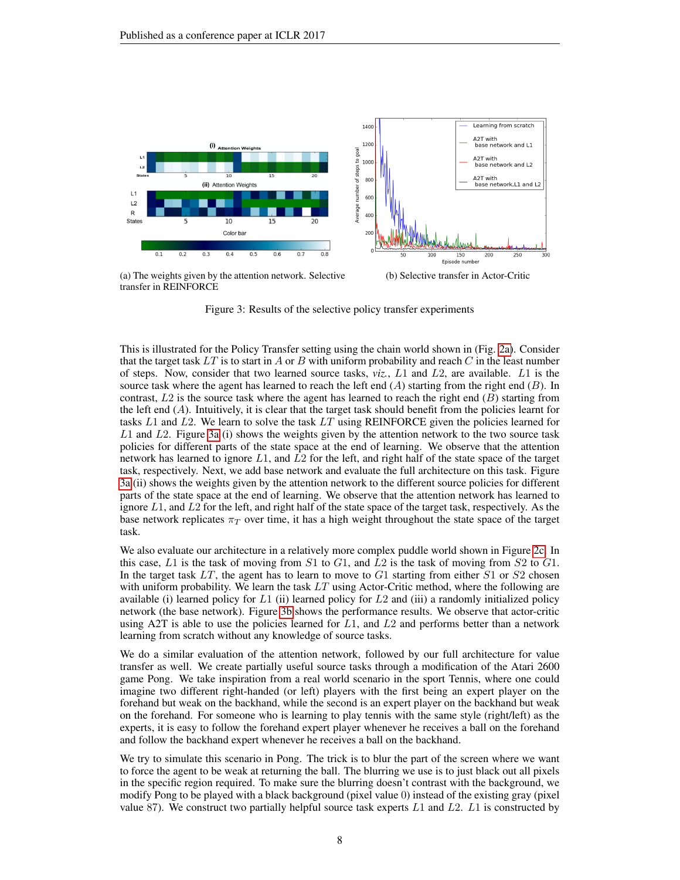(a) The weights given by the attention network. Selective transfer in REINFORCE

(b) Selective transfer in Actor-Critic

Figure 3: Results of the selective policy transfer experiments

This is illustrated for the Policy Transfer setting using the chain world shown in (Fig. 2a). Consider that the target task $LT$ is to start in $A$ or $B$ with uniform probability and reach $C$ in the least number of steps. Now, consider that two learned source tasks, *viz.*, $L1$ and $L2$, are available. $L1$ is the source task where the agent has learned to reach the left end ($A$) starting from the right end ($B$). In contrast, $L2$ is the source task where the agent has learned to reach the right end ($B$) starting from the left end ($A$). Intuitively, it is clear that the target task should benefit from the policies learnt for tasks $L1$ and $L2$. We learn to solve the task $LT$ using REINFORCE given the policies learned for $L1$ and $L2$. Figure 3a (i) shows the weights given by the attention network to the two source task policies for different parts of the state space at the end of learning. We observe that the attention network has learned to ignore $L1$, and $L2$ for the left, and right half of the state space of the target task, respectively. Next, we add base network and evaluate the full architecture on this task. Figure 3a (ii) shows the weights given by the attention network to the different source policies for different parts of the state space at the end of learning. We observe that the attention network has learned to ignore $L1$, and $L2$ for the left, and right half of the state space of the target task, respectively. As the base network replicates $\pi_T$ over time, it has a high weight throughout the state space of the target task.

We also evaluate our architecture in a relatively more complex puddle world shown in Figure 2c. In this case, $L1$ is the task of moving from $S1$ to $G1$, and $L2$ is the task of moving from $S2$ to $G1$. In the target task $LT$, the agent has to learn to move to $G1$ starting from either $S1$ or $S2$ chosen with uniform probability. We learn the task $LT$ using Actor-Critic method, where the following are available (i) learned policy for $L1$ (ii) learned policy for $L2$ and (iii) a randomly initialized policy network (the base network). Figure 3b shows the performance results. We observe that actor-critic using A2T is able to use the policies learned for $L1$, and $L2$ and performs better than a network learning from scratch without any knowledge of source tasks.

We do a similar evaluation of the attention network, followed by our full architecture for value transfer as well. We create partially useful source tasks through a modification of the Atari 2600 game Pong. We take inspiration from a real world scenario in the sport Tennis, where one could imagine two different right-handed (or left) players with the first being an expert player on the forehand but weak on the backhand, while the second is an expert player on the backhand but weak on the forehand. For someone who is learning to play tennis with the same style (right/left) as the experts, it is easy to follow the forehand expert player whenever he receives a ball on the forehand and follow the backhand expert whenever he receives a ball on the backhand.

We try to simulate this scenario in Pong. The trick is to blur the part of the screen where we want to force the agent to be weak at returning the ball. The blurring we use is to just black out all pixels in the specific region required. To make sure the blurring doesn't contrast with the background, we modify Pong to be played with a black background (pixel value 0) instead of the existing gray (pixel value 87). We construct two partially helpful source task experts $L1$ and $L2$. $L1$ is constructed by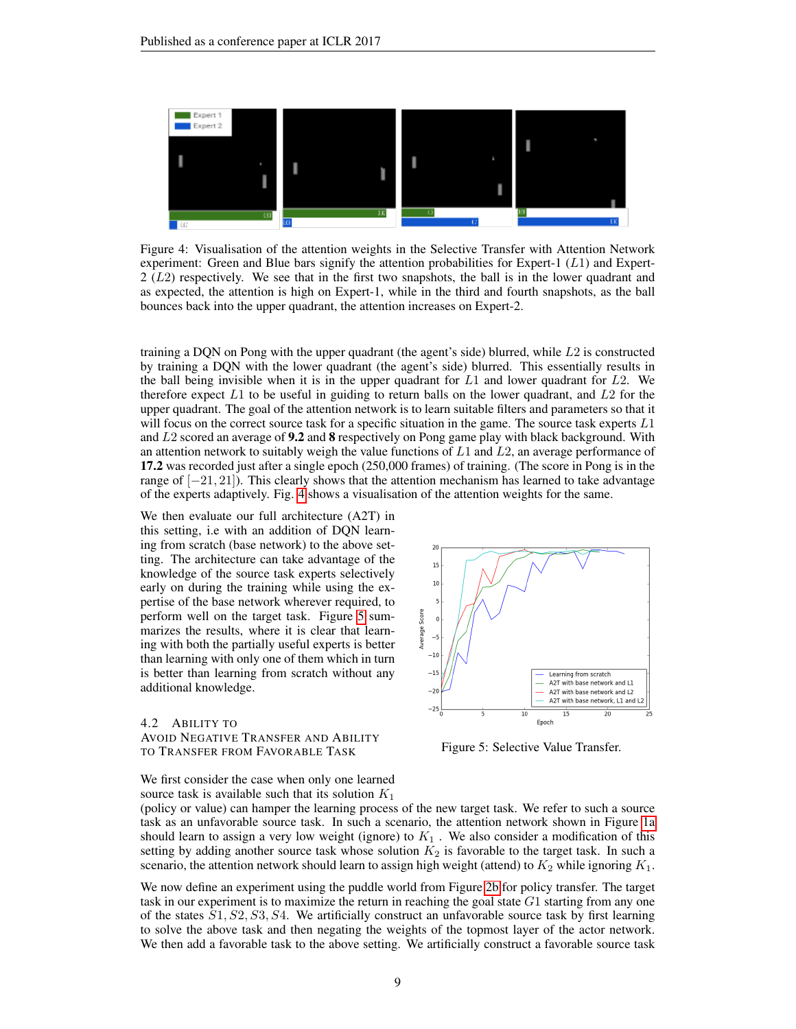Figure 4: Visualisation of the attention weights in the Selective Transfer with Attention Network experiment: Green and Blue bars signify the attention probabilities for Expert-1 ($L1$) and Expert-2 ($L2$) respectively. We see that in the first two snapshots, the ball is in the lower quadrant and as expected, the attention is high on Expert-1, while in the third and fourth snapshots, as the ball bounces back into the upper quadrant, the attention increases on Expert-2.

training a DQN on Pong with the upper quadrant (the agent's side) blurred, while $L2$ is constructed by training a DQN with the lower quadrant (the agent's side) blurred. This essentially results in the ball being invisible when it is in the upper quadrant for $L1$ and lower quadrant for $L2$. We therefore expect $L1$ to be useful in guiding to return balls on the lower quadrant, and $L2$ for the upper quadrant. The goal of the attention network is to learn suitable filters and parameters so that it will focus on the correct source task for a specific situation in the game. The source task experts $L1$ and $L2$ scored an average of **9.2** and **8** respectively on Pong game play with black background. With an attention network to suitably weigh the value functions of $L1$ and $L2$, an average performance of **17.2** was recorded just after a single epoch (250,000 frames) of training. (The score in Pong is in the range of $[-21, 21]$). This clearly shows that the attention mechanism has learned to take advantage of the experts adaptively. Fig. 4 shows a visualisation of the attention weights for the same.

We then evaluate our full architecture (A2T) in this setting, i.e with an addition of DQN learning from scratch (base network) to the above setting. The architecture can take advantage of the knowledge of the source task experts selectively early on during the training while using the expertise of the base network wherever required, to perform well on the target task. Figure 5 summarizes the results, where it is clear that learning with both the partially useful experts is better than learning with only one of them which in turn is better than learning from scratch without any additional knowledge.

Figure 5: Selective Value Transfer.

### 4.2 Ability to Avoid Negative Transfer and Ability to Transfer from Favorable Task

We first consider the case when only one learned source task is available such that its solution $K_1$ (policy or value) can hamper the learning process of the new target task. We refer to such a source task as an unfavorable source task. In such a scenario, the attention network shown in Figure 1a should learn to assign a very low weight (ignore) to $K_1$ . We also consider a modification of this setting by adding another source task whose solution $K_2$ is favorable to the target task. In such a scenario, the attention network should learn to assign high weight (attend) to $K_2$ while ignoring $K_1$.

We now define an experiment using the puddle world from Figure 2b for policy transfer. The target task in our experiment is to maximize the return in reaching the goal state $G1$ starting from any one of the states $S1, S2, S3, S4$. We artificially construct an unfavorable source task by first learning to solve the above task and then negating the weights of the topmost layer of the actor network. We then add a favorable task to the above setting. We artificially construct a favorable source task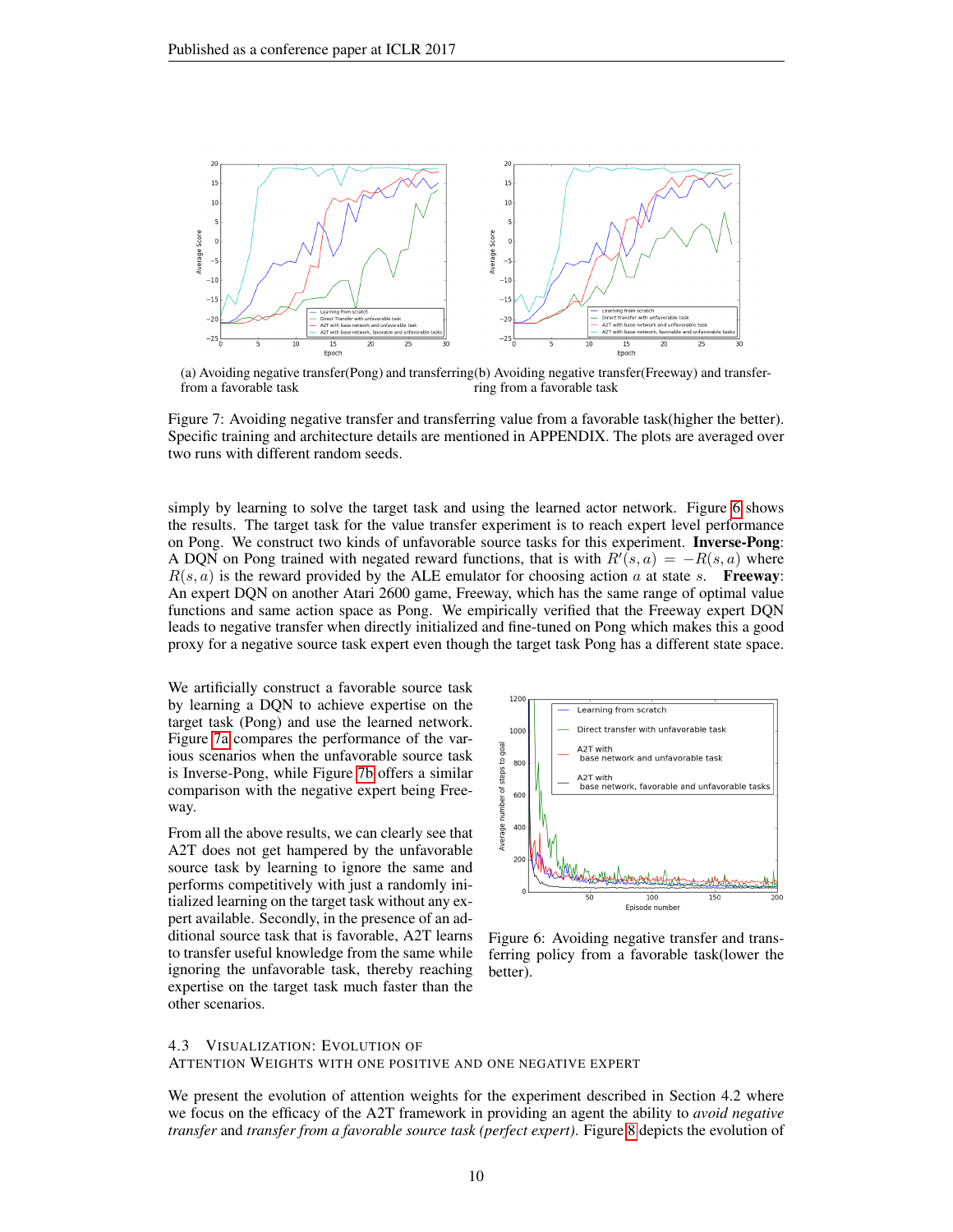(a) Avoiding negative transfer(Pong) and transferring from a favorable task

(b) Avoiding negative transfer(Freeway) and transferring from a favorable task

Figure 7: Avoiding negative transfer and transferring value from a favorable task(higher the better). Specific training and architecture details are mentioned in APPENDIX. The plots are averaged over two runs with different random seeds.

simply by learning to solve the target task and using the learned actor network. Figure 6 shows the results. The target task for the value transfer experiment is to reach expert level performance on Pong. We construct two kinds of unfavorable source tasks for this experiment. **Inverse-Pong**: A DQN on Pong trained with negated reward functions, that is with $R'(s,a) = -R(s,a)$ where $R(s,a)$ is the reward provided by the ALE emulator for choosing action $a$ at state $s$. **Freeway**: An expert DQN on another Atari 2600 game, Freeway, which has the same range of optimal value functions and same action space as Pong. We empirically verified that the Freeway expert DQN leads to negative transfer when directly initialized and fine-tuned on Pong which makes this a good proxy for a negative source task expert even though the target task Pong has a different state space.

We artificially construct a favorable source task by learning a DQN to achieve expertise on the target task (Pong) and use the learned network. Figure 7a compares the performance of the various scenarios when the unfavorable source task is Inverse-Pong, while Figure 7b offers a similar comparison with the negative expert being Freeway.

From all the above results, we can clearly see that A2T does not get hampered by the unfavorable source task by learning to ignore the same and performs competitively with just a randomly initialized learning on the target task without any expert available. Secondly, in the presence of an additional source task that is favorable, A2T learns to transfer useful knowledge from the same while ignoring the unfavorable task, thereby reaching expertise on the target task much faster than the other scenarios.

Figure 6: Avoiding negative transfer and transferring policy from a favorable task(lower the better).

### 4.3 Visualization: Evolution of Attention Weights with One Positive and One Negative Expert

We present the evolution of attention weights for the experiment described in Section 4.2 where we focus on the efficacy of the A2T framework in providing an agent the ability to *avoid negative transfer* and *transfer from a favorable source task (perfect expert)*. Figure 8 depicts the evolution of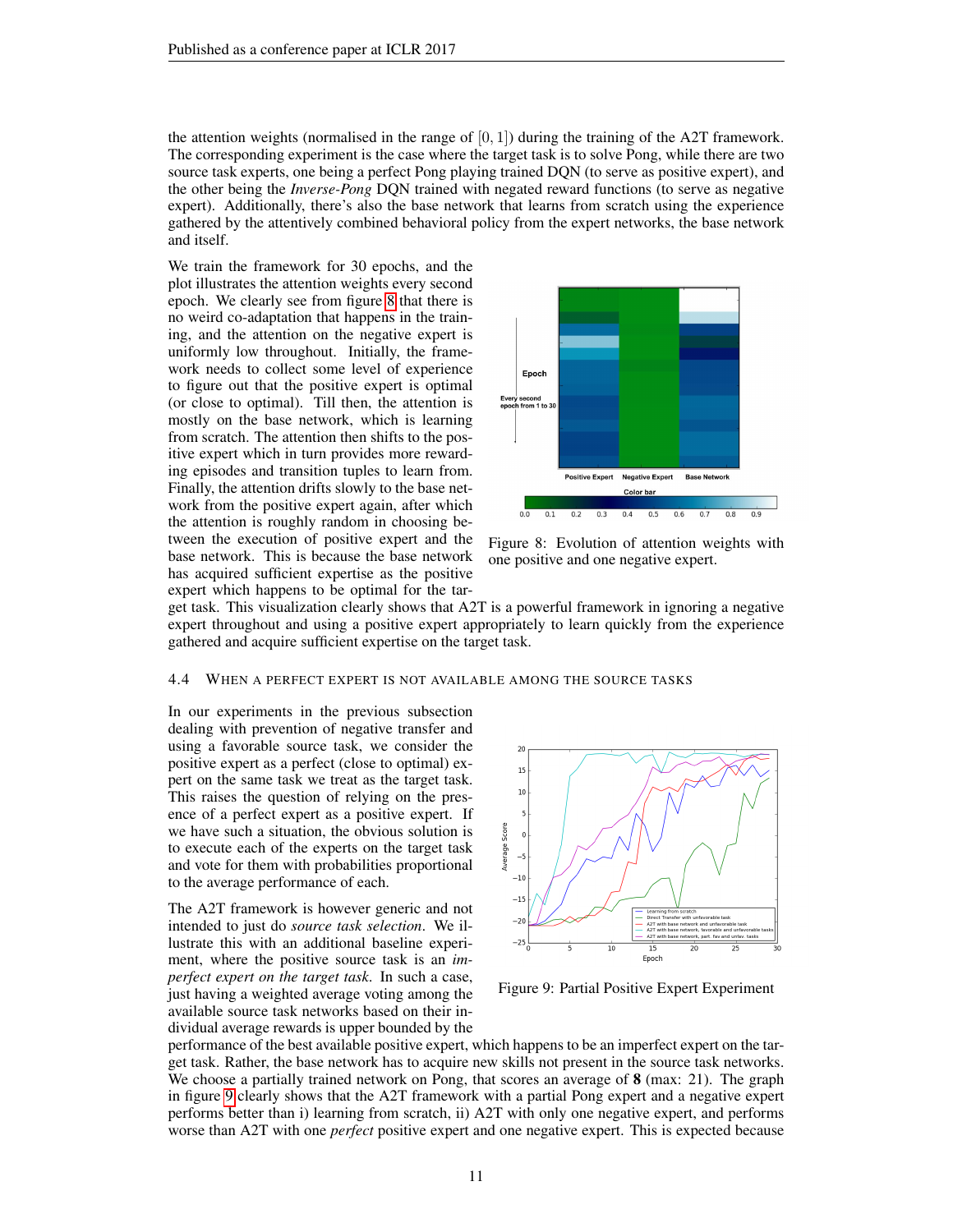the attention weights (normalised in the range of $[0, 1]$) during the training of the A2T framework. The corresponding experiment is the case where the target task is to solve Pong, while there are two source task experts, one being a perfect Pong playing trained DQN (to serve as positive expert), and the other being the *Inverse-Pong* DQN trained with negated reward functions (to serve as negative expert). Additionally, there's also the base network that learns from scratch using the experience gathered by the attentively combined behavioral policy from the expert networks, the base network and itself.

We train the framework for 30 epochs, and the plot illustrates the attention weights every second epoch. We clearly see from figure 8 that there is no weird co-adaptation that happens in the training, and the attention on the negative expert is uniformly low throughout. Initially, the framework needs to collect some level of experience to figure out that the positive expert is optimal (or close to optimal). Till then, the attention is mostly on the base network, which is learning from scratch. The attention then shifts to the positive expert which in turn provides more rewarding episodes and transition tuples to learn from. Finally, the attention drifts slowly to the base network from the positive expert again, after which the attention is roughly random in choosing between the execution of positive expert and the base network. This is because the base network has acquired sufficient expertise as the positive expert which happens to be optimal for the target task. This visualization clearly shows that A2T is a powerful framework in ignoring a negative expert throughout and using a positive expert appropriately to learn quickly from the experience gathered and acquire sufficient expertise on the target task.

Figure 8: Evolution of attention weights with one positive and one negative expert.

### 4.4 When a perfect expert is not available among the source tasks

In our experiments in the previous subsection dealing with prevention of negative transfer and using a favorable source task, we consider the positive expert as a perfect (close to optimal) expert on the same task we treat as the target task. This raises the question of relying on the presence of a perfect expert as a positive expert. If we have such a situation, the obvious solution is to execute each of the experts on the target task and vote for them with probabilities proportional to the average performance of each.

The A2T framework is however generic and not intended to just do *source task selection*. We illustrate this with an additional baseline experiment, where the positive source task is an *imperfect expert on the target task*. In such a case, just having a weighted average voting among the available source task networks based on their individual average rewards is upper bounded by the performance of the best available positive expert, which happens to be an imperfect expert on the target task. Rather, the base network has to acquire new skills not present in the source task networks. We choose a partially trained network on Pong, that scores an average of **8** (max: 21). The graph in figure 9 clearly shows that the A2T framework with a partial Pong expert and a negative expert performs better than i) learning from scratch, ii) A2T with only one negative expert, and performs worse than A2T with one *perfect* positive expert and one negative expert. This is expected because

Figure 9: Partial Positive Expert Experiment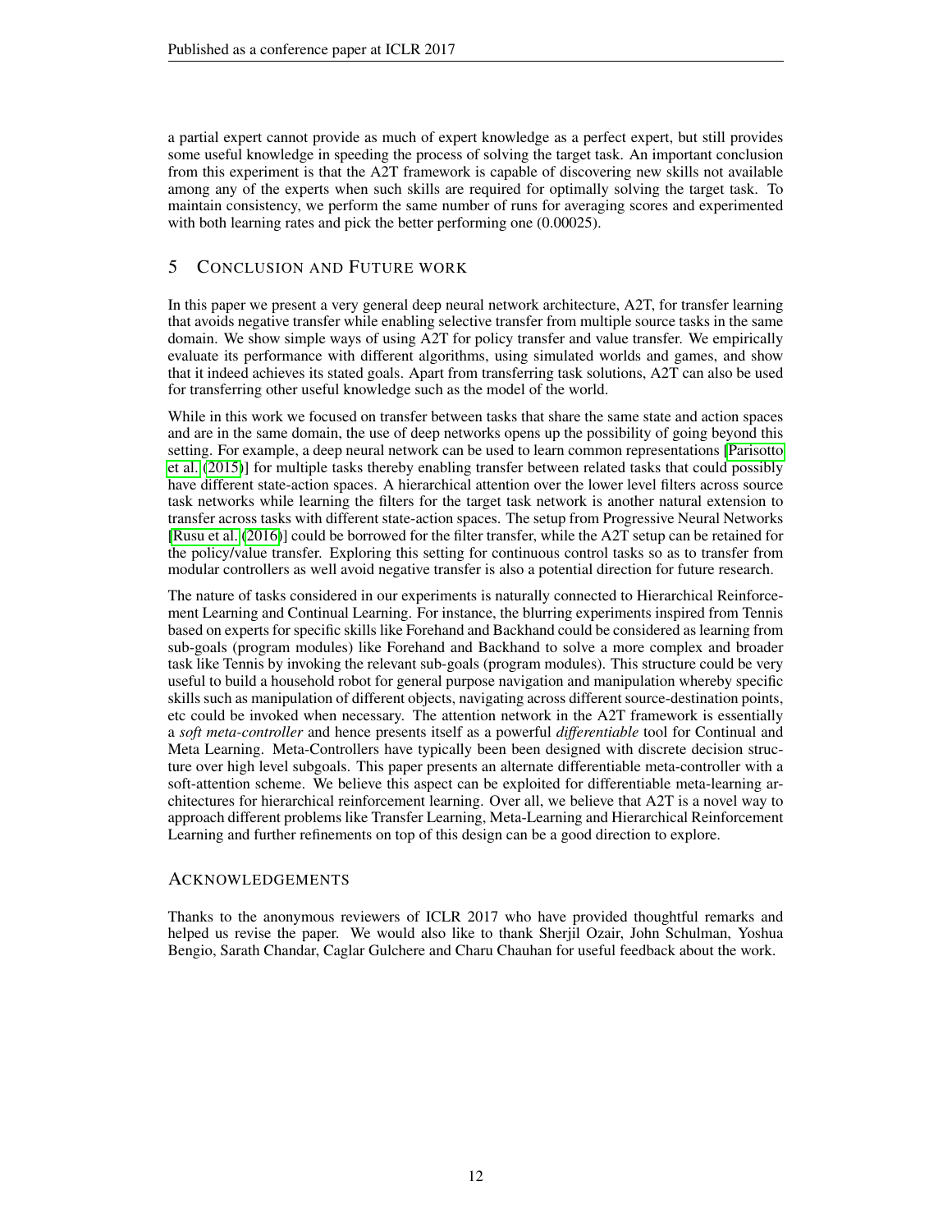a partial expert cannot provide as much of expert knowledge as a perfect expert, but still provides some useful knowledge in speeding the process of solving the target task. An important conclusion from this experiment is that the A2T framework is capable of discovering new skills not available among any of the experts when such skills are required for optimally solving the target task. To maintain consistency, we perform the same number of runs for averaging scores and experimented with both learning rates and pick the better performing one (0.00025).

## 5 Conclusion and Future work

In this paper we present a very general deep neural network architecture, A2T, for transfer learning that avoids negative transfer while enabling selective transfer from multiple source tasks in the same domain. We show simple ways of using A2T for policy transfer and value transfer. We empirically evaluate its performance with different algorithms, using simulated worlds and games, and show that it indeed achieves its stated goals. Apart from transferring task solutions, A2T can also be used for transferring other useful knowledge such as the model of the world.

While in this work we focused on transfer between tasks that share the same state and action spaces and are in the same domain, the use of deep networks opens up the possibility of going beyond this setting. For example, a deep neural network can be used to learn common representations [Parisotto et al. (2015)] for multiple tasks thereby enabling transfer between related tasks that could possibly have different state-action spaces. A hierarchical attention over the lower level filters across source task networks while learning the filters for the target task network is another natural extension to transfer across tasks with different state-action spaces. The setup from Progressive Neural Networks [Rusu et al. (2016)] could be borrowed for the filter transfer, while the A2T setup can be retained for the policy/value transfer. Exploring this setting for continuous control tasks so as to transfer from modular controllers as well avoid negative transfer is also a potential direction for future research.

The nature of tasks considered in our experiments is naturally connected to Hierarchical Reinforcement Learning and Continual Learning. For instance, the blurring experiments inspired from Tennis based on experts for specific skills like Forehand and Backhand could be considered as learning from sub-goals (program modules) like Forehand and Backhand to solve a more complex and broader task like Tennis by invoking the relevant sub-goals (program modules). This structure could be very useful to build a household robot for general purpose navigation and manipulation whereby specific skills such as manipulation of different objects, navigating across different source-destination points, etc could be invoked when necessary. The attention network in the A2T framework is essentially a *soft meta-controller* and hence presents itself as a powerful *differentiable* tool for Continual and Meta Learning. Meta-Controllers have typically been been designed with discrete decision structure over high level subgoals. This paper presents an alternate differentiable meta-controller with a soft-attention scheme. We believe this aspect can be exploited for differentiable meta-learning architectures for hierarchical reinforcement learning. Over all, we believe that A2T is a novel way to approach different problems like Transfer Learning, Meta-Learning and Hierarchical Reinforcement Learning and further refinements on top of this design can be a good direction to explore.

### Acknowledgements

Thanks to the anonymous reviewers of ICLR 2017 who have provided thoughtful remarks and helped us revise the paper. We would also like to thank Sherjil Ozair, John Schulman, Yoshua Bengio, Sarath Chandar, Caglar Gulchere and Charu Chauhan for useful feedback about the work.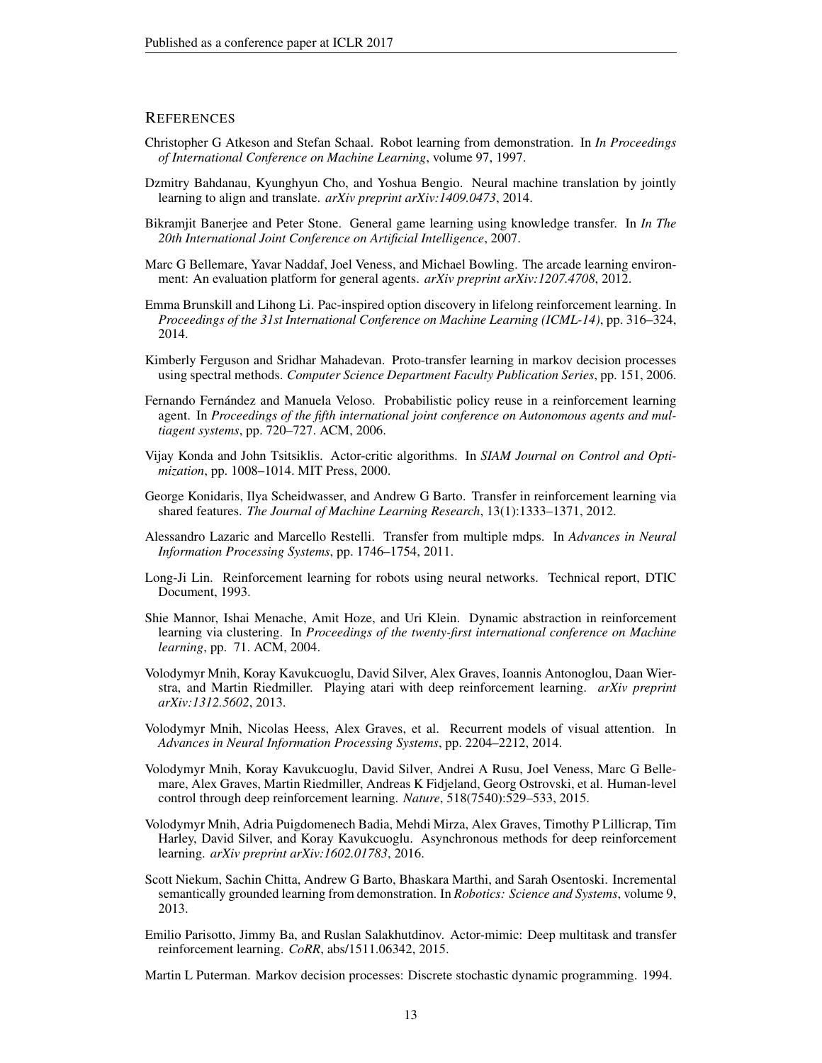## REFERENCES

Christopher G Atkeson and Stefan Schaal. Robot learning from demonstration. In *In Proceedings of International Conference on Machine Learning*, volume 97, 1997.

Dzmitry Bahdanau, Kyunghyun Cho, and Yoshua Bengio. Neural machine translation by jointly learning to align and translate. *arXiv preprint arXiv:1409.0473*, 2014.

Bikramjit Banerjee and Peter Stone. General game learning using knowledge transfer. In *In The 20th International Joint Conference on Artificial Intelligence*, 2007.

Marc G Bellemare, Yavar Naddaf, Joel Veness, and Michael Bowling. The arcade learning environment: An evaluation platform for general agents. *arXiv preprint arXiv:1207.4708*, 2012.

Emma Brunskill and Lihong Li. Pac-inspired option discovery in lifelong reinforcement learning. In *Proceedings of the 31st International Conference on Machine Learning (ICML-14)*, pp. 316–324, 2014.

Kimberly Ferguson and Sridhar Mahadevan. Proto-transfer learning in markov decision processes using spectral methods. *Computer Science Department Faculty Publication Series*, pp. 151, 2006.

Fernando Fernández and Manuela Veloso. Probabilistic policy reuse in a reinforcement learning agent. In *Proceedings of the fifth international joint conference on Autonomous agents and multiagent systems*, pp. 720–727. ACM, 2006.

Vijay Konda and John Tsitsiklis. Actor-critic algorithms. In *SIAM Journal on Control and Optimization*, pp. 1008–1014. MIT Press, 2000.

George Konidaris, Ilya Scheidwasser, and Andrew G Barto. Transfer in reinforcement learning via shared features. *The Journal of Machine Learning Research*, 13(1):1333–1371, 2012.

Alessandro Lazaric and Marcello Restelli. Transfer from multiple mdps. In *Advances in Neural Information Processing Systems*, pp. 1746–1754, 2011.

Long-Ji Lin. Reinforcement learning for robots using neural networks. Technical report, DTIC Document, 1993.

Shie Mannor, Ishai Menache, Amit Hoze, and Uri Klein. Dynamic abstraction in reinforcement learning via clustering. In *Proceedings of the twenty-first international conference on Machine learning*, pp. 71. ACM, 2004.

Volodymyr Mnih, Koray Kavukcuoglu, David Silver, Alex Graves, Ioannis Antonoglou, Daan Wierstra, and Martin Riedmiller. Playing atari with deep reinforcement learning. *arXiv preprint arXiv:1312.5602*, 2013.

Volodymyr Mnih, Nicolas Heess, Alex Graves, et al. Recurrent models of visual attention. In *Advances in Neural Information Processing Systems*, pp. 2204–2212, 2014.

Volodymyr Mnih, Koray Kavukcuoglu, David Silver, Andrei A Rusu, Joel Veness, Marc G Bellemare, Alex Graves, Martin Riedmiller, Andreas K Fidjeland, Georg Ostrovski, et al. Human-level control through deep reinforcement learning. *Nature*, 518(7540):529–533, 2015.

Volodymyr Mnih, Adria Puigdomenech Badia, Mehdi Mirza, Alex Graves, Timothy P Lillicrap, Tim Harley, David Silver, and Koray Kavukcuoglu. Asynchronous methods for deep reinforcement learning. *arXiv preprint arXiv:1602.01783*, 2016.

Scott Niekum, Sachin Chitta, Andrew G Barto, Bhaskara Marthi, and Sarah Osentoski. Incremental semantically grounded learning from demonstration. In *Robotics: Science and Systems*, volume 9, 2013.

Emilio Parisotto, Jimmy Ba, and Ruslan Salakhutdinov. Actor-mimic: Deep multitask and transfer reinforcement learning. *CoRR*, abs/1511.06342, 2015.

Martin L Puterman. Markov decision processes: Discrete stochastic dynamic programming. 1994.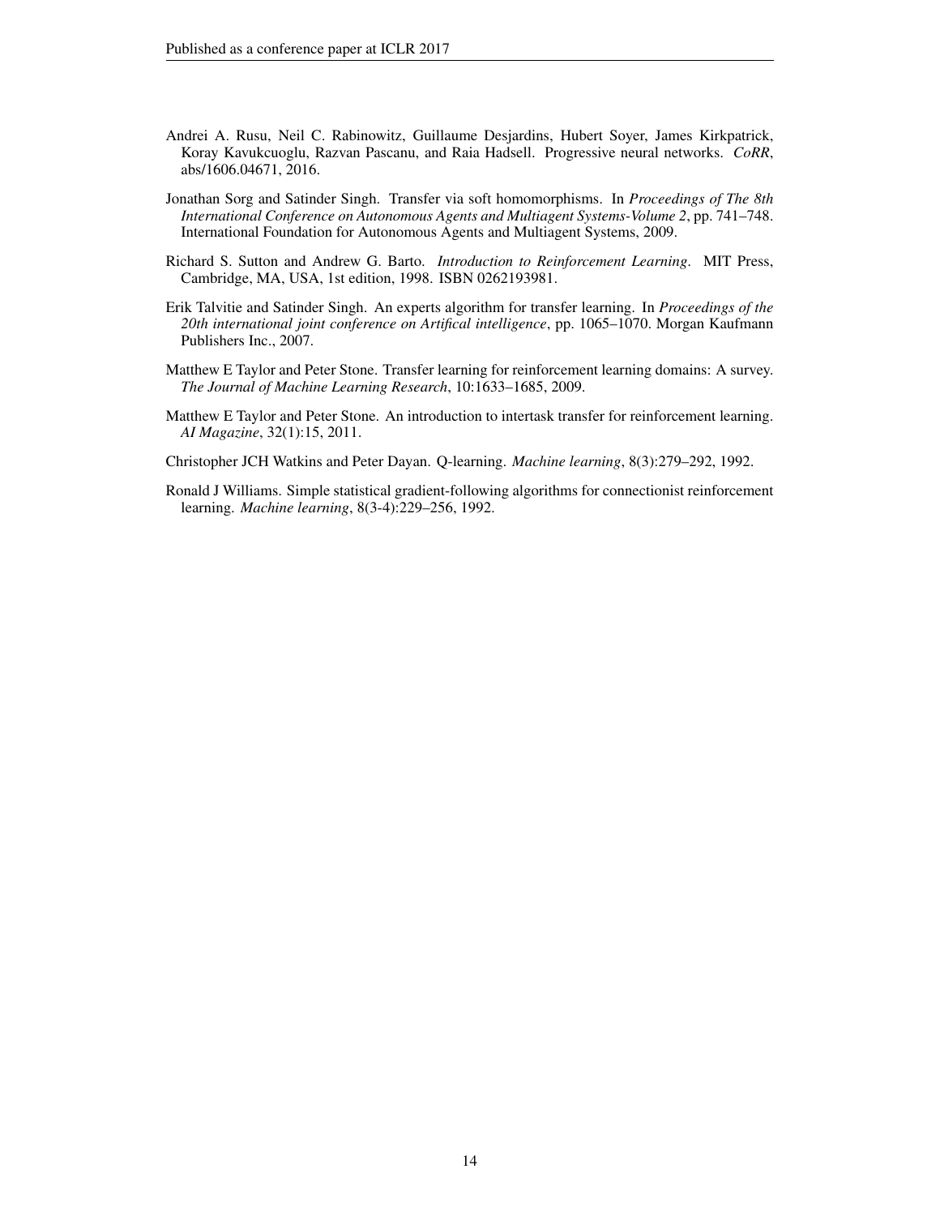Andrei A. Rusu, Neil C. Rabinowitz, Guillaume Desjardins, Hubert Soyer, James Kirkpatrick, Koray Kavukcuoglu, Razvan Pascanu, and Raia Hadsell. Progressive neural networks. *CoRR*, abs/1606.04671, 2016.

Jonathan Sorg and Satinder Singh. Transfer via soft homomorphisms. In *Proceedings of The 8th International Conference on Autonomous Agents and Multiagent Systems-Volume 2*, pp. 741–748. International Foundation for Autonomous Agents and Multiagent Systems, 2009.

Richard S. Sutton and Andrew G. Barto. *Introduction to Reinforcement Learning*. MIT Press, Cambridge, MA, USA, 1st edition, 1998. ISBN 0262193981.

Erik Talvitie and Satinder Singh. An experts algorithm for transfer learning. In *Proceedings of the 20th international joint conference on Artifical intelligence*, pp. 1065–1070. Morgan Kaufmann Publishers Inc., 2007.

Matthew E Taylor and Peter Stone. Transfer learning for reinforcement learning domains: A survey. *The Journal of Machine Learning Research*, 10:1633–1685, 2009.

Matthew E Taylor and Peter Stone. An introduction to intertask transfer for reinforcement learning. *AI Magazine*, 32(1):15, 2011.

Christopher JCH Watkins and Peter Dayan. Q-learning. *Machine learning*, 8(3):279–292, 1992.

Ronald J Williams. Simple statistical gradient-following algorithms for connectionist reinforcement learning. *Machine learning*, 8(3-4):229–256, 1992.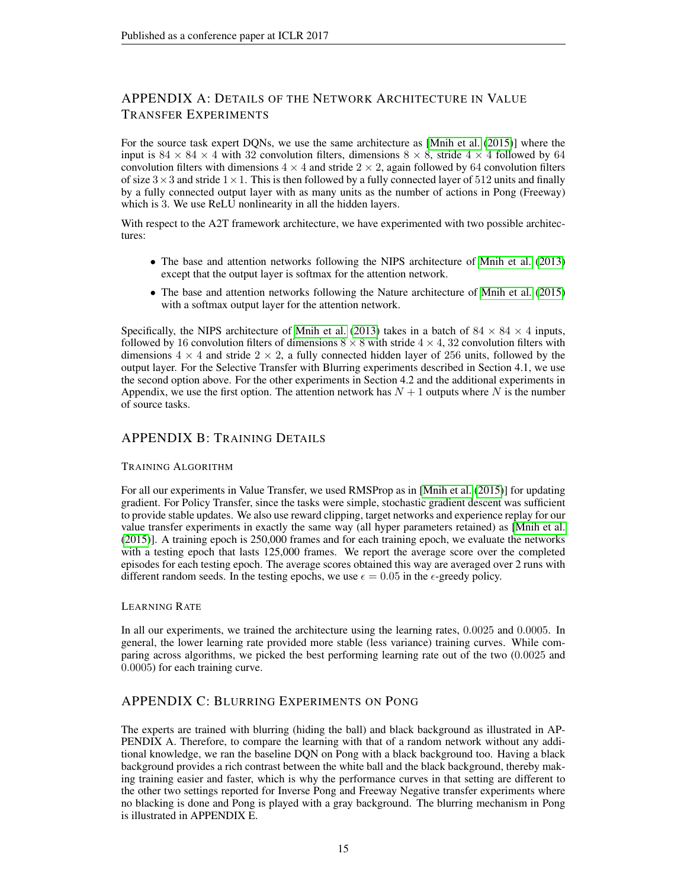## APPENDIX A: DETAILS OF THE NETWORK ARCHITECTURE IN VALUE TRANSFER EXPERIMENTS

For the source task expert DQNs, we use the same architecture as [Mnih et al. (2015)] where the input is $84 \times 84 \times 4$ with 32 convolution filters, dimensions $8 \times 8$, stride $4 \times 4$ followed by 64 convolution filters with dimensions $4 \times 4$ and stride $2 \times 2$, again followed by 64 convolution filters of size $3 \times 3$ and stride $1 \times 1$. This is then followed by a fully connected layer of 512 units and finally by a fully connected output layer with as many units as the number of actions in Pong (Freeway) which is 3. We use ReLU nonlinearity in all the hidden layers.

With respect to the A2T framework architecture, we have experimented with two possible architectures:

- The base and attention networks following the NIPS architecture of Mnih et al. (2013) except that the output layer is softmax for the attention network.
- The base and attention networks following the Nature architecture of Mnih et al. (2015) with a softmax output layer for the attention network.

Specifically, the NIPS architecture of Mnih et al. (2013) takes in a batch of $84 \times 84 \times 4$ inputs, followed by 16 convolution filters of dimensions $8 \times 8$ with stride $4 \times 4$, 32 convolution filters with dimensions $4 \times 4$ and stride $2 \times 2$, a fully connected hidden layer of 256 units, followed by the output layer. For the Selective Transfer with Blurring experiments described in Section 4.1, we use the second option above. For the other experiments in Section 4.2 and the additional experiments in Appendix, we use the first option. The attention network has $N + 1$ outputs where $N$ is the number of source tasks.

## APPENDIX B: TRAINING DETAILS

### TRAINING ALGORITHM

For all our experiments in Value Transfer, we used RMSProp as in [Mnih et al. (2015)] for updating gradient. For Policy Transfer, since the tasks were simple, stochastic gradient descent was sufficient to provide stable updates. We also use reward clipping, target networks and experience replay for our value transfer experiments in exactly the same way (all hyper parameters retained) as [Mnih et al. (2015)]. A training epoch is 250,000 frames and for each training epoch, we evaluate the networks with a testing epoch that lasts 125,000 frames. We report the average score over the completed episodes for each testing epoch. The average scores obtained this way are averaged over 2 runs with different random seeds. In the testing epochs, we use $\epsilon = 0.05$ in the $\epsilon$-greedy policy.

### LEARNING RATE

In all our experiments, we trained the architecture using the learning rates, 0.0025 and 0.0005. In general, the lower learning rate provided more stable (less variance) training curves. While comparing across algorithms, we picked the best performing learning rate out of the two (0.0025 and 0.0005) for each training curve.

## APPENDIX C: BLURRING EXPERIMENTS ON PONG

The experts are trained with blurring (hiding the ball) and black background as illustrated in APPENDIX A. Therefore, to compare the learning with that of a random network without any additional knowledge, we ran the baseline DQN on Pong with a black background too. Having a black background provides a rich contrast between the white ball and the black background, thereby making training easier and faster, which is why the performance curves in that setting are different to the other two settings reported for Inverse Pong and Freeway Negative transfer experiments where no blacking is done and Pong is played with a gray background. The blurring mechanism in Pong is illustrated in APPENDIX E.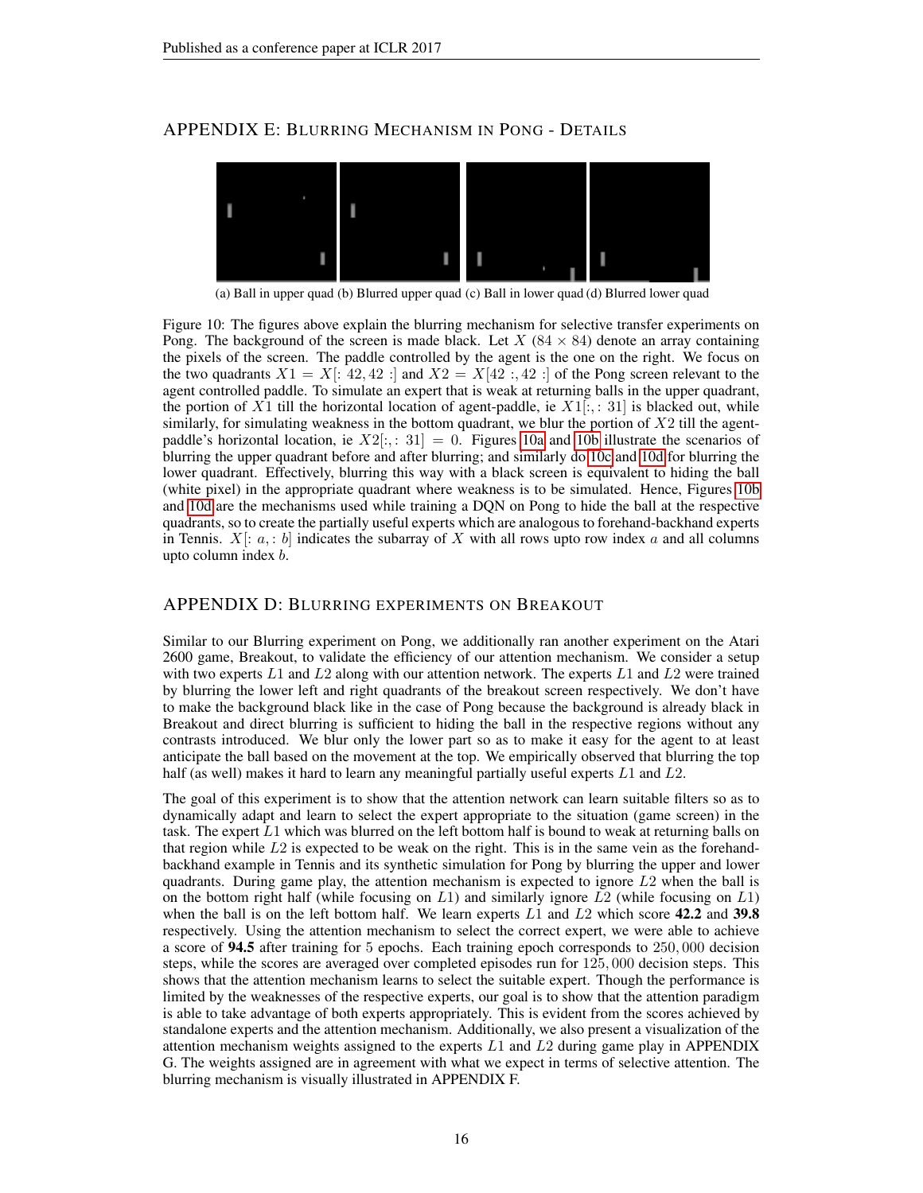## APPENDIX E: BLURRING MECHANISM IN PONG - DETAILS

(a) Ball in upper quad (b) Blurred upper quad (c) Ball in lower quad (d) Blurred lower quad

Figure 10: The figures above explain the blurring mechanism for selective transfer experiments on Pong. The background of the screen is made black. Let $X$ ($84 \times 84$) denote an array containing the pixels of the screen. The paddle controlled by the agent is the one on the right. We focus on the two quadrants $X1 = X[:42, 42:]$ and $X2 = X[42:, 42:]$ of the Pong screen relevant to the agent controlled paddle. To simulate an expert that is weak at returning balls in the upper quadrant, the portion of $X1$ till the horizontal location of agent-paddle, ie $X1[:, :31]$ is blacked out, while similarly, for simulating weakness in the bottom quadrant, we blur the portion of $X2$ till the agent-paddle's horizontal location, ie $X2[:, :31] = 0$. Figures 10a and 10b illustrate the scenarios of blurring the upper quadrant before and after blurring; and similarly do 10c and 10d for blurring the lower quadrant. Effectively, blurring this way with a black screen is equivalent to hiding the ball (white pixel) in the appropriate quadrant where weakness is to be simulated. Hence, Figures 10b and 10d are the mechanisms used while training a DQN on Pong to hide the ball at the respective quadrants, so to create the partially useful experts which are analogous to forehand-backhand experts in Tennis. $X[:a, :b]$ indicates the subarray of $X$ with all rows upto row index $a$ and all columns upto column index $b$.

## APPENDIX D: BLURRING EXPERIMENTS ON BREAKOUT

Similar to our Blurring experiment on Pong, we additionally ran another experiment on the Atari 2600 game, Breakout, to validate the efficiency of our attention mechanism. We consider a setup with two experts $L1$ and $L2$ along with our attention network. The experts $L1$ and $L2$ were trained by blurring the lower left and right quadrants of the breakout screen respectively. We don't have to make the background black like in the case of Pong because the background is already black in Breakout and direct blurring is sufficient to hiding the ball in the respective regions without any contrasts introduced. We blur only the lower part so as to make it easy for the agent to at least anticipate the ball based on the movement at the top. We empirically observed that blurring the top half (as well) makes it hard to learn any meaningful partially useful experts $L1$ and $L2$.

The goal of this experiment is to show that the attention network can learn suitable filters so as to dynamically adapt and learn to select the expert appropriate to the situation (game screen) in the task. The expert $L1$ which was blurred on the left bottom half is bound to weak at returning balls on that region while $L2$ is expected to be weak on the right. This is in the same vein as the forehand-backhand example in Tennis and its synthetic simulation for Pong by blurring the upper and lower quadrants. During game play, the attention mechanism is expected to ignore $L2$ when the ball is on the bottom right half (while focusing on $L1$) and similarly ignore $L2$ (while focusing on $L1$) when the ball is on the left bottom half. We learn experts $L1$ and $L2$ which score **42.2** and **39.8** respectively. Using the attention mechanism to select the correct expert, we were able to achieve a score of **94.5** after training for 5 epochs. Each training epoch corresponds to $250,000$ decision steps, while the scores are averaged over completed episodes run for $125,000$ decision steps. This shows that the attention mechanism learns to select the suitable expert. Though the performance is limited by the weaknesses of the respective experts, our goal is to show that the attention paradigm is able to take advantage of both experts appropriately. This is evident from the scores achieved by standalone experts and the attention mechanism. Additionally, we also present a visualization of the attention mechanism weights assigned to the experts $L1$ and $L2$ during game play in APPENDIX G. The weights assigned are in agreement with what we expect in terms of selective attention. The blurring mechanism is visually illustrated in APPENDIX F.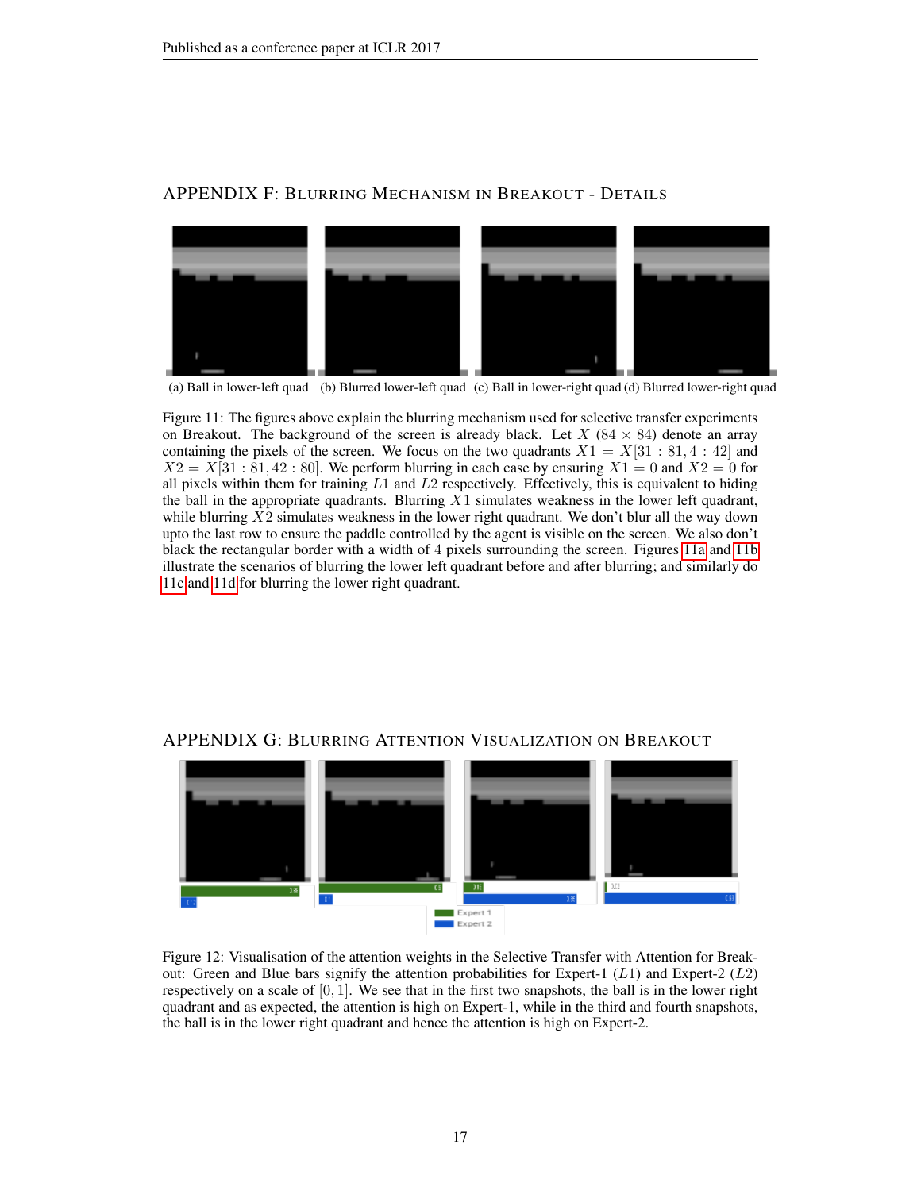## APPENDIX F: BLURRING MECHANISM IN BREAKOUT - DETAILS

(a) Ball in lower-left quad (b) Blurred lower-left quad (c) Ball in lower-right quad (d) Blurred lower-right quad

Figure 11: The figures above explain the blurring mechanism used for selective transfer experiments on Breakout. The background of the screen is already black. Let $X$ ($84 \times 84$) denote an array containing the pixels of the screen. We focus on the two quadrants $X1 = X[31:81, 4:42]$ and $X2 = X[31:81, 42:80]$. We perform blurring in each case by ensuring $X1 = 0$ and $X2 = 0$ for all pixels within them for training $L1$ and $L2$ respectively. Effectively, this is equivalent to hiding the ball in the appropriate quadrants. Blurring $X1$ simulates weakness in the lower left quadrant, while blurring $X2$ simulates weakness in the lower right quadrant. We don't blur all the way down upto the last row to ensure the paddle controlled by the agent is visible on the screen. We also don't black the rectangular border with a width of 4 pixels surrounding the screen. Figures 11a and 11b illustrate the scenarios of blurring the lower left quadrant before and after blurring; and similarly do 11c and 11d for blurring the lower right quadrant.

## APPENDIX G: BLURRING ATTENTION VISUALIZATION ON BREAKOUT

Figure 12: Visualisation of the attention weights in the Selective Transfer with Attention for Breakout: Green and Blue bars signify the attention probabilities for Expert-1 ($L1$) and Expert-2 ($L2$) respectively on a scale of $[0, 1]$. We see that in the first two snapshots, the ball is in the lower right quadrant and as expected, the attention is high on Expert-1, while in the third and fourth snapshots, the ball is in the lower right quadrant and hence the attention is high on Expert-2.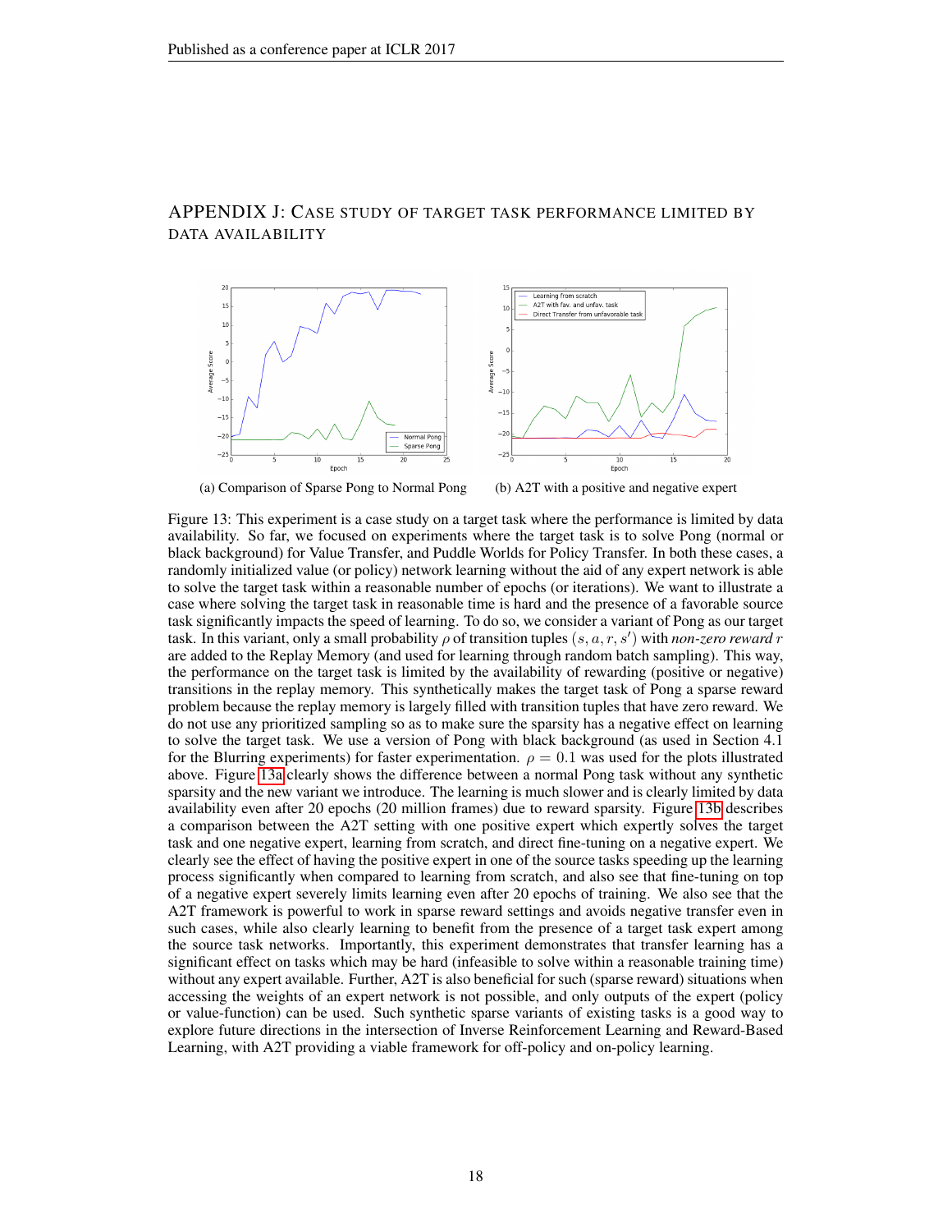## APPENDIX J: CASE STUDY OF TARGET TASK PERFORMANCE LIMITED BY DATA AVAILABILITY

20
15
10
5
0
−5
−10
−15
−20
−25
Average Score
0 5 10 15 20 25
Epoch
Normal Pong
Sparse Pong

(a) Comparison of Sparse Pong to Normal Pong

15
10
5
0
−5
−10
−15
−20
−25
Average Score
0 5 10 15 20
Epoch
Learning from scratch
A2T with fav. and unfav. task
Direct Transfer from unfavorable task

(b) A2T with a positive and negative expert

Figure 13: This experiment is a case study on a target task where the performance is limited by data availability. So far, we focused on experiments where the target task is to solve Pong (normal or black background) for Value Transfer, and Puddle Worlds for Policy Transfer. In both these cases, a randomly initialized value (or policy) network learning without the aid of any expert network is able to solve the target task within a reasonable number of epochs (or iterations). We want to illustrate a case where solving the target task in reasonable time is hard and the presence of a favorable source task significantly impacts the speed of learning. To do so, we consider a variant of Pong as our target task. In this variant, only a small probability $\rho$ of transition tuples $(s, a, r, s')$ with *non-zero reward* $r$ are added to the Replay Memory (and used for learning through random batch sampling). This way, the performance on the target task is limited by the availability of rewarding (positive or negative) transitions in the replay memory. This synthetically makes the target task of Pong a sparse reward problem because the replay memory is largely filled with transition tuples that have zero reward. We do not use any prioritized sampling so as to make sure the sparsity has a negative effect on learning to solve the target task. We use a version of Pong with black background (as used in Section 4.1 for the Blurring experiments) for faster experimentation. $\rho = 0.1$ was used for the plots illustrated above. Figure 13a clearly shows the difference between a normal Pong task without any synthetic sparsity and the new variant we introduce. The learning is much slower and is clearly limited by data availability even after 20 epochs (20 million frames) due to reward sparsity. Figure 13b describes a comparison between the A2T setting with one positive expert which expertly solves the target task and one negative expert, learning from scratch, and direct fine-tuning on a negative expert. We clearly see the effect of having the positive expert in one of the source tasks speeding up the learning process significantly when compared to learning from scratch, and also see that fine-tuning on top of a negative expert severely limits learning even after 20 epochs of training. We also see that the A2T framework is powerful to work in sparse reward settings and avoids negative transfer even in such cases, while also clearly learning to benefit from the presence of a target task expert among the source task networks. Importantly, this experiment demonstrates that transfer learning has a significant effect on tasks which may be hard (infeasible to solve within a reasonable training time) without any expert available. Further, A2T is also beneficial for such (sparse reward) situations when accessing the weights of an expert network is not possible, and only outputs of the expert (policy or value-function) can be used. Such synthetic sparse variants of existing tasks is a good way to explore future directions in the intersection of Inverse Reinforcement Learning and Reward-Based Learning, with A2T providing a viable framework for off-policy and on-policy learning.